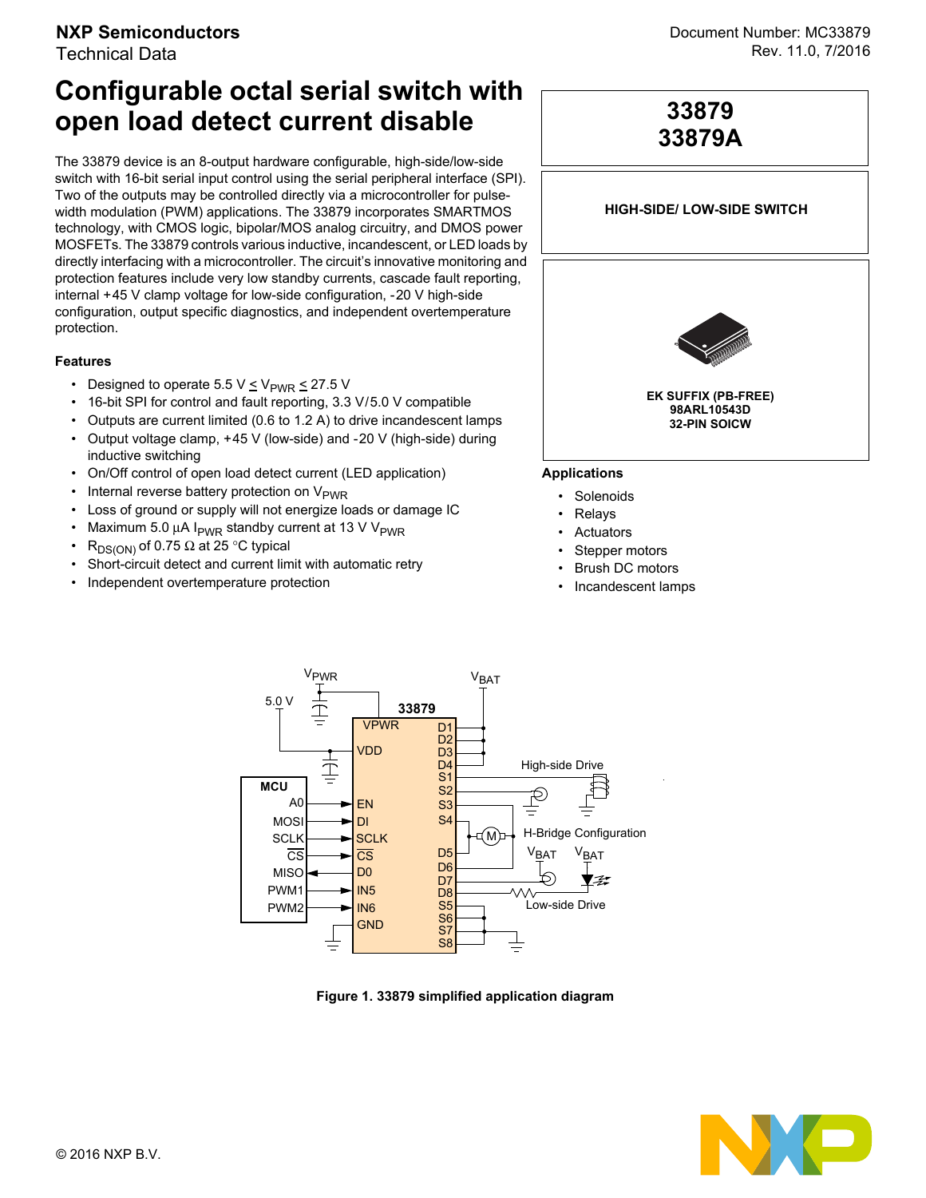NXP Semiconductors
Technical Data

Document Number: MC33879
Rev. 11.0, 7/2016

# Configurable octal serial switch with open load detect current disable

**33879**
**33879A**

**HIGH-SIDE/ LOW-SIDE SWITCH**

**EK SUFFIX (PB-FREE)**
**98ARL10543D**
**32-PIN SOICW**

The 33879 device is an 8-output hardware configurable, high-side/low-side switch with 16-bit serial input control using the serial peripheral interface (SPI). Two of the outputs may be controlled directly via a microcontroller for pulse-width modulation (PWM) applications. The 33879 incorporates SMARTMOS technology, with CMOS logic, bipolar/MOS analog circuitry, and DMOS power MOSFETs. The 33879 controls various inductive, incandescent, or LED loads by directly interfacing with a microcontroller. The circuit's innovative monitoring and protection features include very low standby currents, cascade fault reporting, internal +45 V clamp voltage for low-side configuration, -20 V high-side configuration, output specific diagnostics, and independent overtemperature protection.

## Features

- Designed to operate 5.5 V ≤ $V_{PWR}$ ≤ 27.5 V
- 16-bit SPI for control and fault reporting, 3.3 V/5.0 V compatible
- Outputs are current limited (0.6 to 1.2 A) to drive incandescent lamps
- Output voltage clamp, +45 V (low-side) and -20 V (high-side) during inductive switching
- On/Off control of open load detect current (LED application)
- Internal reverse battery protection on $V_{PWR}$
- Loss of ground or supply will not energize loads or damage IC
- Maximum 5.0 μA $I_{PWR}$ standby current at 13 V $V_{PWR}$
- $R_{DS(ON)}$ of 0.75 Ω at 25 °C typical
- Short-circuit detect and current limit with automatic retry
- Independent overtemperature protection

## Applications

- Solenoids
- Relays
- Actuators
- Stepper motors
- Brush DC motors
- Incandescent lamps

**Figure 1. 33879 simplified application diagram**

© 2016 NXP B.V.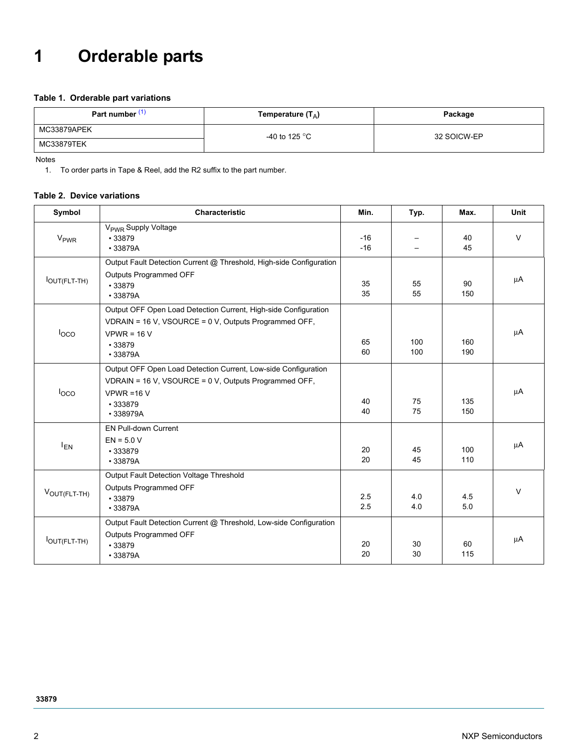# 1 Orderable parts

**Table 1. Orderable part variations**

| Part number [(1)] | Temperature ($T_A$) | Package |
|---|---|---|
| MC33879APEK | -40 to 125 °C | 32 SOICW-EP |
| MC33879TEK | | |

Notes
1. To order parts in Tape & Reel, add the R2 suffix to the part number.

**Table 2. Device variations**

| Symbol | Characteristic | Min. | Typ. | Max. | Unit |
|---|---|---|---|---|---|
| $V_{PWR}$ | $V_{PWR}$ Supply Voltage<br>• 33879<br>• 33879A | -16<br>-16 | –<br>– | 40<br>45 | V |
| $I_{OUT(FLT-TH)}$ | Output Fault Detection Current @ Threshold, High-side Configuration<br>Outputs Programmed OFF<br>• 33879<br>• 33879A | 35<br>35 | 55<br>55 | 90<br>150 | µA |
| $I_{OCO}$ | Output OFF Open Load Detection Current, High-side Configuration<br>VDRAIN = 16 V, VSOURCE = 0 V, Outputs Programmed OFF,<br>VPWR = 16 V<br>• 33879<br>• 33879A | 65<br>60 | 100<br>100 | 160<br>190 | µA |
| $I_{OCO}$ | Output OFF Open Load Detection Current, Low-side Configuration<br>VDRAIN = 16 V, VSOURCE = 0 V, Outputs Programmed OFF,<br>VPWR =16 V<br>• 333879<br>• 338979A | 40<br>40 | 75<br>75 | 135<br>150 | µA |
| $I_{EN}$ | EN Pull-down Current<br>EN = 5.0 V<br>• 333879<br>• 33879A | 20<br>20 | 45<br>45 | 100<br>110 | µA |
| $V_{OUT(FLT-TH)}$ | Output Fault Detection Voltage Threshold<br>Outputs Programmed OFF<br>• 33879<br>• 33879A | 2.5<br>2.5 | 4.0<br>4.0 | 4.5<br>5.0 | V |
| $I_{OUT(FLT-TH)}$ | Output Fault Detection Current @ Threshold, Low-side Configuration<br>Outputs Programmed OFF<br>• 33879<br>• 33879A | 20<br>20 | 30<br>30 | 60<br>115 | µA |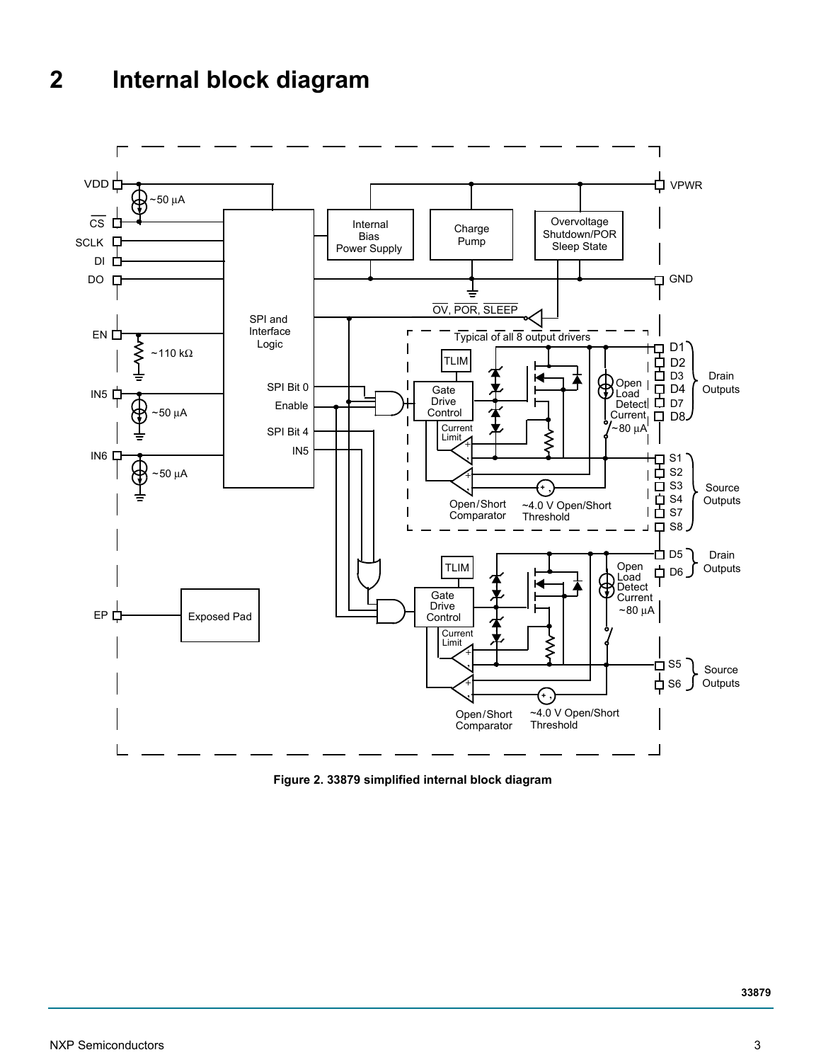# 2 Internal block diagram

Figure 2. 33879 simplified internal block diagram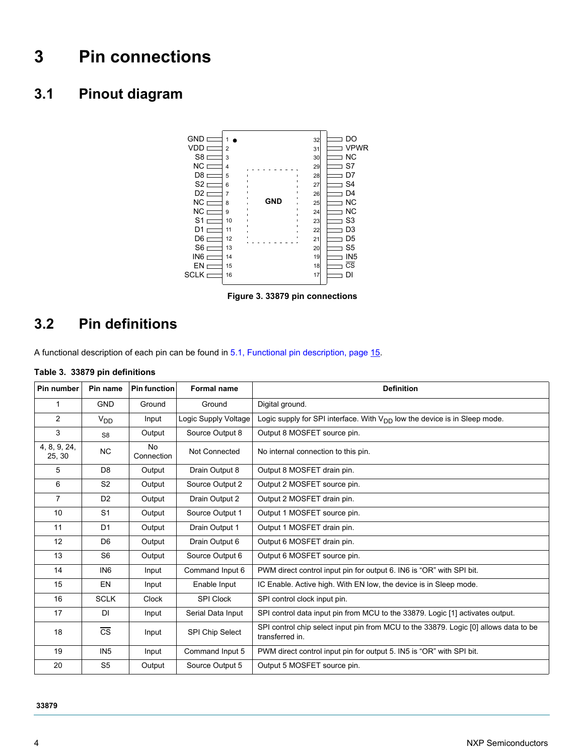# 3 Pin connections

## 3.1 Pinout diagram

Figure 3. 33879 pin connections

## 3.2 Pin definitions

A functional description of each pin can be found in 5.1, Functional pin description, page 15.

**Table 3. 33879 pin definitions**

| Pin number | Pin name | Pin function | Formal name | Definition |
|---|---|---|---|---|
| 1 | GND | Ground | Ground | Digital ground. |
| 2 | $V_{DD}$ | Input | Logic Supply Voltage | Logic supply for SPI interface. With $V_{DD}$ low the device is in Sleep mode. |
| 3 | S8 | Output | Source Output 8 | Output 8 MOSFET source pin. |
| 4, 8, 9, 24, 25, 30 | NC | No Connection | Not Connected | No internal connection to this pin. |
| 5 | D8 | Output | Drain Output 8 | Output 8 MOSFET drain pin. |
| 6 | S2 | Output | Source Output 2 | Output 2 MOSFET source pin. |
| 7 | D2 | Output | Drain Output 2 | Output 2 MOSFET drain pin. |
| 10 | S1 | Output | Source Output 1 | Output 1 MOSFET source pin. |
| 11 | D1 | Output | Drain Output 1 | Output 1 MOSFET drain pin. |
| 12 | D6 | Output | Drain Output 6 | Output 6 MOSFET drain pin. |
| 13 | S6 | Output | Source Output 6 | Output 6 MOSFET source pin. |
| 14 | IN6 | Input | Command Input 6 | PWM direct control input pin for output 6. IN6 is “OR” with SPI bit. |
| 15 | EN | Input | Enable Input | IC Enable. Active high. With EN low, the device is in Sleep mode. |
| 16 | SCLK | Clock | SPI Clock | SPI control clock input pin. |
| 17 | DI | Input | Serial Data Input | SPI control data input pin from MCU to the 33879. Logic [1] activates output. |
| 18 | $\overline{CS}$ | Input | SPI Chip Select | SPI control chip select input pin from MCU to the 33879. Logic [0] allows data to be transferred in. |
| 19 | IN5 | Input | Command Input 5 | PWM direct control input pin for output 5. IN5 is “OR” with SPI bit. |
| 20 | S5 | Output | Source Output 5 | Output 5 MOSFET source pin. |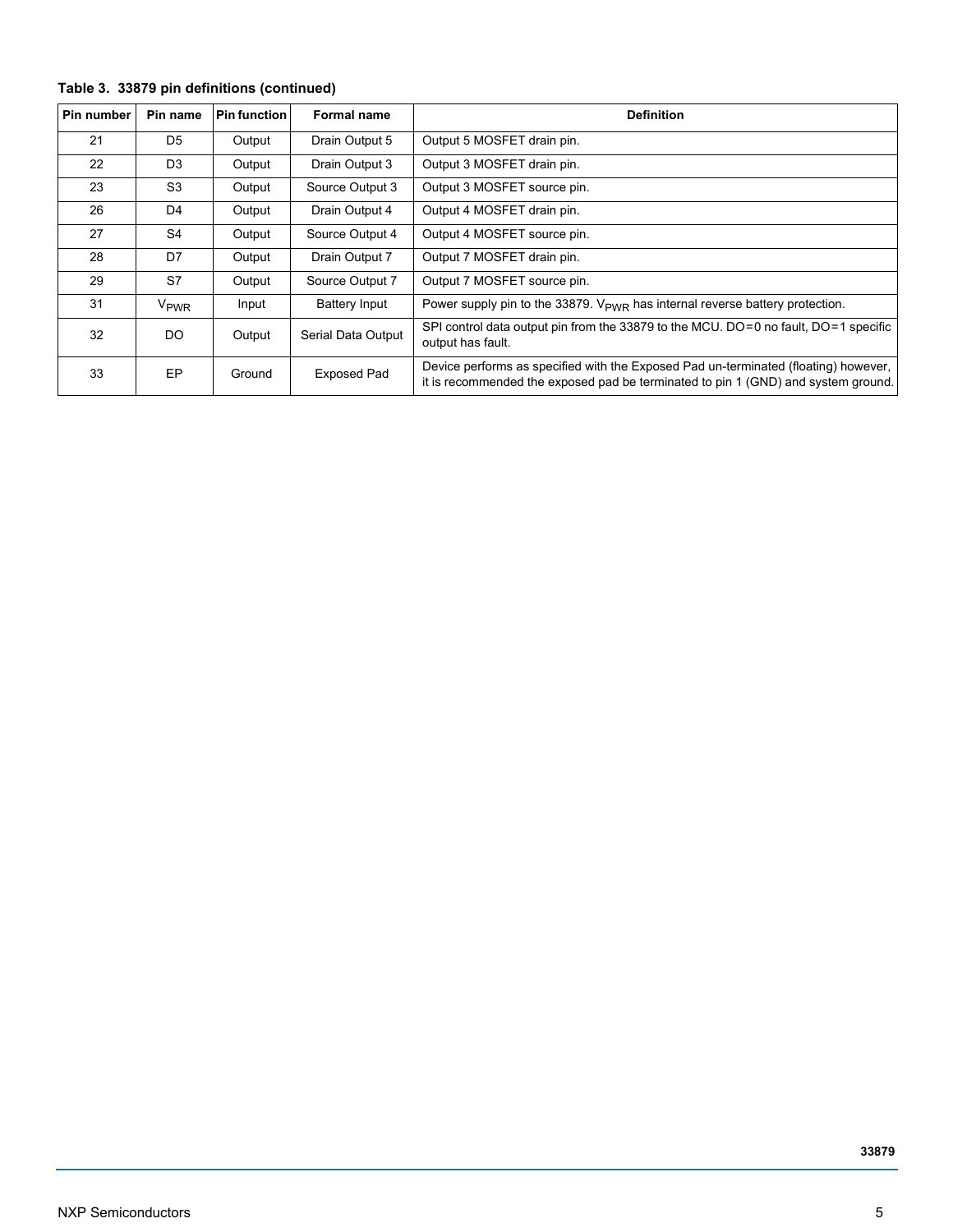**Table 3. 33879 pin definitions (continued)**

| Pin number | Pin name | Pin function | Formal name | Definition |
|---|---|---|---|---|
| 21 | D5 | Output | Drain Output 5 | Output 5 MOSFET drain pin. |
| 22 | D3 | Output | Drain Output 3 | Output 3 MOSFET drain pin. |
| 23 | S3 | Output | Source Output 3 | Output 3 MOSFET source pin. |
| 26 | D4 | Output | Drain Output 4 | Output 4 MOSFET drain pin. |
| 27 | S4 | Output | Source Output 4 | Output 4 MOSFET source pin. |
| 28 | D7 | Output | Drain Output 7 | Output 7 MOSFET drain pin. |
| 29 | S7 | Output | Source Output 7 | Output 7 MOSFET source pin. |
| 31 | $V_{PWR}$ | Input | Battery Input | Power supply pin to the 33879. $V_{PWR}$ has internal reverse battery protection. |
| 32 | DO | Output | Serial Data Output | SPI control data output pin from the 33879 to the MCU. DO=0 no fault, DO=1 specific output has fault. |
| 33 | EP | Ground | Exposed Pad | Device performs as specified with the Exposed Pad un-terminated (floating) however, it is recommended the exposed pad be terminated to pin 1 (GND) and system ground. |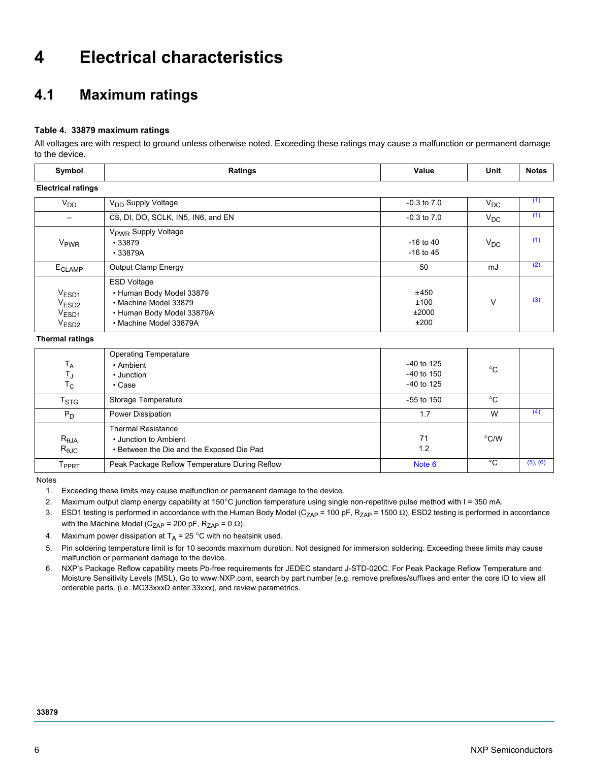# 4 Electrical characteristics

## 4.1 Maximum ratings

**Table 4. 33879 maximum ratings**

All voltages are with respect to ground unless otherwise noted. Exceeding these ratings may cause a malfunction or permanent damage to the device.

| Symbol | Ratings | Value | Unit | Notes |
|---|---|---|---|---|
| **Electrical ratings** | | | | |
| $V_{DD}$ | $V_{DD}$ Supply Voltage | -0.3 to 7.0 | $V_{DC}$ | (1) |
| – | $\overline{CS}$, DI, DO, SCLK, IN5, IN6, and EN | -0.3 to 7.0 | $V_{DC}$ | (1) |
| $V_{PWR}$ | $V_{PWR}$ Supply Voltage<br>• 33879<br>• 33879A | <br>-16 to 40<br>-16 to 45 | $V_{DC}$ | (1) |
| $E_{CLAMP}$ | Output Clamp Energy | 50 | mJ | (2) |
| $V_{ESD1}$<br>$V_{ESD2}$<br>$V_{ESD1}$<br>$V_{ESD2}$ | ESD Voltage<br>• Human Body Model 33879<br>• Machine Model 33879<br>• Human Body Model 33879A<br>• Machine Model 33879A | <br>±450<br>±100<br>±2000<br>±200 | V | (3) |
| **Thermal ratings** | | | | |
| $T_A$<br>$T_J$<br>$T_C$ | Operating Temperature<br>• Ambient<br>• Junction<br>• Case | <br>-40 to 125<br>-40 to 150<br>-40 to 125 | °C | |
| $T_{STG}$ | Storage Temperature | -55 to 150 | °C | |
| $P_D$ | Power Dissipation | 1.7 | W | (4) |
| $R_{\theta JA}$<br>$R_{\theta JC}$ | Thermal Resistance<br>• Junction to Ambient<br>• Between the Die and the Exposed Die Pad | <br>71<br>1.2 | °C/W | |
| $T_{PPRT}$ | Peak Package Reflow Temperature During Reflow | Note 6 | °C | (5), (6) |

Notes

1. Exceeding these limits may cause malfunction or permanent damage to the device.
2. Maximum output clamp energy capability at 150°C junction temperature using single non-repetitive pulse method with I = 350 mA.
3. ESD1 testing is performed in accordance with the Human Body Model ($C_{ZAP}$ = 100 pF, $R_{ZAP}$ = 1500 Ω), ESD2 testing is performed in accordance with the Machine Model ($C_{ZAP}$ = 200 pF, $R_{ZAP}$ = 0 Ω).
4. Maximum power dissipation at $T_A$ = 25 °C with no heatsink used.
5. Pin soldering temperature limit is for 10 seconds maximum duration. Not designed for immersion soldering. Exceeding these limits may cause malfunction or permanent damage to the device.
6. NXP's Package Reflow capability meets Pb-free requirements for JEDEC standard J-STD-020C. For Peak Package Reflow Temperature and Moisture Sensitivity Levels (MSL), Go to www.NXP.com, search by part number [e.g. remove prefixes/suffixes and enter the core ID to view all orderable parts. (i.e. MC33xxxD enter 33xxx), and review parametrics.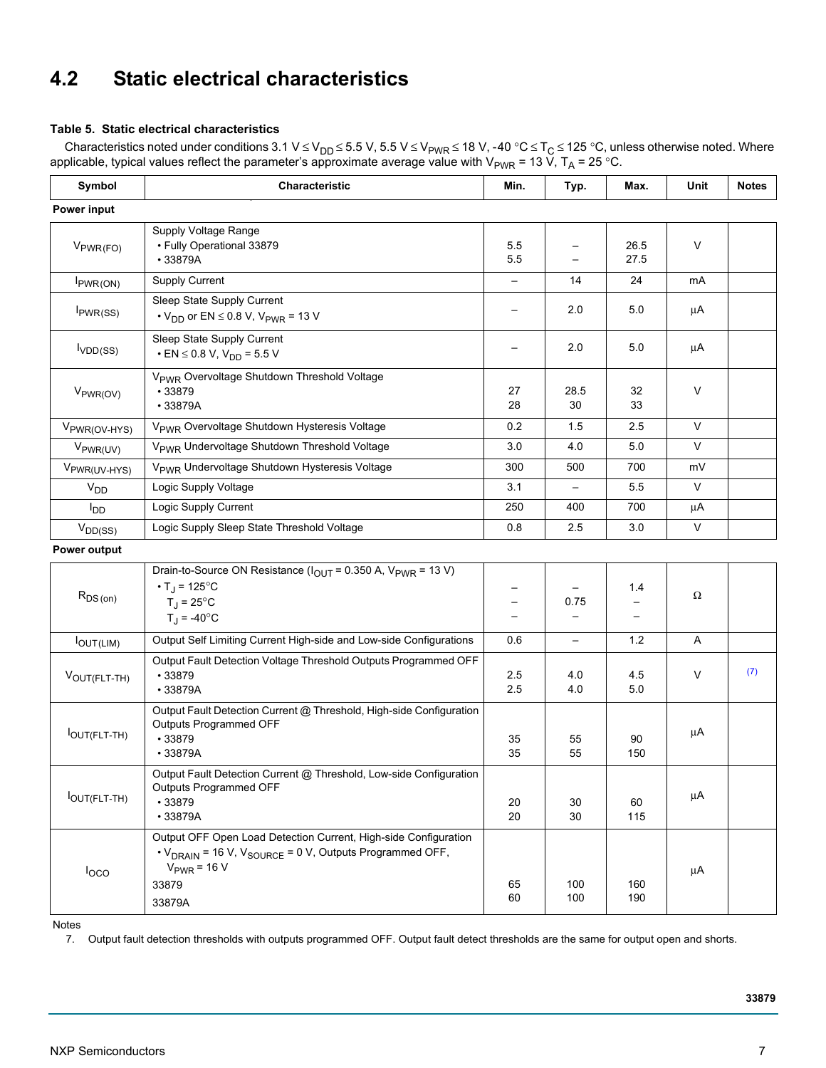## 4.2 Static electrical characteristics

**Table 5. Static electrical characteristics**

Characteristics noted under conditions 3.1 V ≤ $V_{DD}$ ≤ 5.5 V, 5.5 V ≤ $V_{PWR}$ ≤ 18 V, -40 °C ≤ $T_C$ ≤ 125 °C, unless otherwise noted. Where applicable, typical values reflect the parameter's approximate average value with $V_{PWR}$ = 13 V, $T_A$ = 25 °C.

| Symbol | Characteristic | Min. | Typ. | Max. | Unit | Notes |
|---|---|---|---|---|---|---|
| **Power input** | | | | | | |
| $V_{PWR(FO)}$ | Supply Voltage Range<br>• Fully Operational 33879<br>• 33879A | <br>5.5<br>5.5 | <br>–<br>– | <br>26.5<br>27.5 | V | |
| $I_{PWR(ON)}$ | Supply Current | – | 14 | 24 | mA | |
| $I_{PWR(SS)}$ | Sleep State Supply Current<br>• $V_{DD}$ or EN ≤ 0.8 V, $V_{PWR}$ = 13 V | – | 2.0 | 5.0 | µA | |
| $I_{VDD(SS)}$ | Sleep State Supply Current<br>• EN ≤ 0.8 V, $V_{DD}$ = 5.5 V | – | 2.0 | 5.0 | µA | |
| $V_{PWR(OV)}$ | $V_{PWR}$ Overvoltage Shutdown Threshold Voltage<br>• 33879<br>• 33879A | <br>27<br>28 | <br>28.5<br>30 | <br>32<br>33 | V | |
| $V_{PWR(OV-HYS)}$ | $V_{PWR}$ Overvoltage Shutdown Hysteresis Voltage | 0.2 | 1.5 | 2.5 | V | |
| $V_{PWR(UV)}$ | $V_{PWR}$ Undervoltage Shutdown Threshold Voltage | 3.0 | 4.0 | 5.0 | V | |
| $V_{PWR(UV-HYS)}$ | $V_{PWR}$ Undervoltage Shutdown Hysteresis Voltage | 300 | 500 | 700 | mV | |
| $V_{DD}$ | Logic Supply Voltage | 3.1 | – | 5.5 | V | |
| $I_{DD}$ | Logic Supply Current | 250 | 400 | 700 | µA | |
| $V_{DD(SS)}$ | Logic Supply Sleep State Threshold Voltage | 0.8 | 2.5 | 3.0 | V | |
| **Power output** | | | | | | |
| $R_{DS(on)}$ | Drain-to-Source ON Resistance ($I_{OUT}$ = 0.350 A, $V_{PWR}$ = 13 V)<br>• $T_J$ = 125°C<br>$T_J$ = 25°C<br>$T_J$ = -40°C | <br>–<br>–<br>– | <br>–<br>0.75<br>– | <br>1.4<br>–<br>– | Ω | |
| $I_{OUT(LIM)}$ | Output Self Limiting Current High-side and Low-side Configurations | 0.6 | – | 1.2 | A | |
| $V_{OUT(FLT-TH)}$ | Output Fault Detection Voltage Threshold Outputs Programmed OFF<br>• 33879<br>• 33879A | <br>2.5<br>2.5 | <br>4.0<br>4.0 | <br>4.5<br>5.0 | V | (7) |
| $I_{OUT(FLT-TH)}$ | Output Fault Detection Current @ Threshold, High-side Configuration Outputs Programmed OFF<br>• 33879<br>• 33879A | <br>35<br>35 | <br>55<br>55 | <br>90<br>150 | µA | |
| $I_{OUT(FLT-TH)}$ | Output Fault Detection Current @ Threshold, Low-side Configuration Outputs Programmed OFF<br>• 33879<br>• 33879A | <br>20<br>20 | <br>30<br>30 | <br>60<br>115 | µA | |
| $I_{OCO}$ | Output OFF Open Load Detection Current, High-side Configuration<br>• $V_{DRAIN}$ = 16 V, $V_{SOURCE}$ = 0 V, Outputs Programmed OFF, $V_{PWR}$ = 16 V<br>33879<br>33879A | <br><br>65<br>60 | <br><br>100<br>100 | <br><br>160<br>190 | µA | |

Notes

7. Output fault detection thresholds with outputs programmed OFF. Output fault detect thresholds are the same for output open and shorts.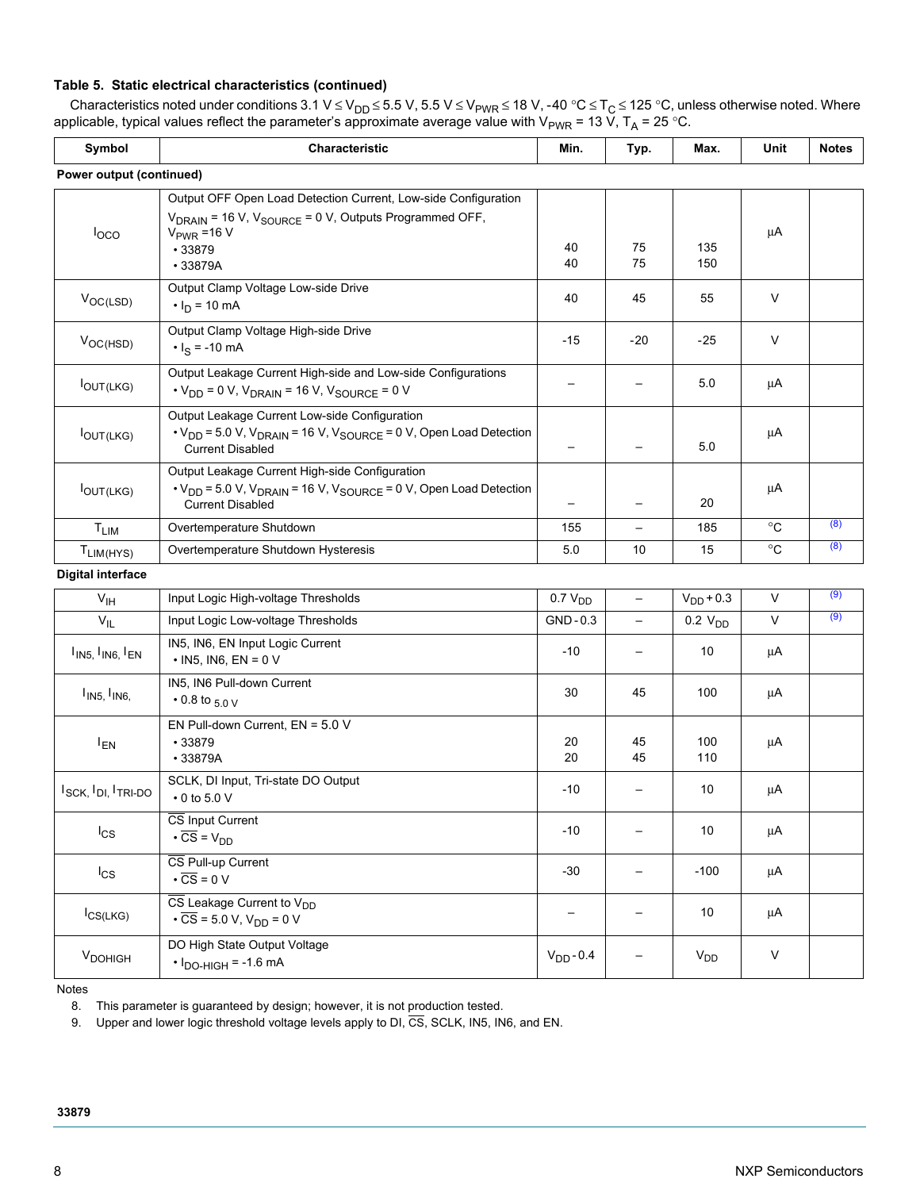**Table 5. Static electrical characteristics (continued)**

Characteristics noted under conditions 3.1 V ≤ $V_{DD}$ ≤ 5.5 V, 5.5 V ≤ $V_{PWR}$ ≤ 18 V, -40 °C ≤ $T_C$ ≤ 125 °C, unless otherwise noted. Where applicable, typical values reflect the parameter's approximate average value with $V_{PWR}$ = 13 V, $T_A$ = 25 °C.

| Symbol | Characteristic | Min. | Typ. | Max. | Unit | Notes |
|---|---|---|---|---|---|---|
| **Power output (continued)** | | | | | | |
| $I_{OCO}$ | Output OFF Open Load Detection Current, Low-side Configuration<br>$V_{DRAIN}$ = 16 V, $V_{SOURCE}$ = 0 V, Outputs Programmed OFF, $V_{PWR}$ =16 V<br>• 33879<br>• 33879A | <br><br>40<br>40 | <br><br>75<br>75 | <br><br>135<br>150 | µA | |
| $V_{OC(LSD)}$ | Output Clamp Voltage Low-side Drive<br>• $I_D$ = 10 mA | 40 | 45 | 55 | V | |
| $V_{OC(HSD)}$ | Output Clamp Voltage High-side Drive<br>• $I_S$ = -10 mA | -15 | -20 | -25 | V | |
| $I_{OUT(LKG)}$ | Output Leakage Current High-side and Low-side Configurations<br>• $V_{DD}$ = 0 V, $V_{DRAIN}$ = 16 V, $V_{SOURCE}$ = 0 V | – | – | 5.0 | µA | |
| $I_{OUT(LKG)}$ | Output Leakage Current Low-side Configuration<br>• $V_{DD}$ = 5.0 V, $V_{DRAIN}$ = 16 V, $V_{SOURCE}$ = 0 V, Open Load Detection Current Disabled | – | – | 5.0 | µA | |
| $I_{OUT(LKG)}$ | Output Leakage Current High-side Configuration<br>• $V_{DD}$ = 5.0 V, $V_{DRAIN}$ = 16 V, $V_{SOURCE}$ = 0 V, Open Load Detection Current Disabled | – | – | 20 | µA | |
| $T_{LIM}$ | Overtemperature Shutdown | 155 | – | 185 | °C | (8) |
| $T_{LIM(HYS)}$ | Overtemperature Shutdown Hysteresis | 5.0 | 10 | 15 | °C | (8) |
| **Digital interface** | | | | | | |
| $V_{IH}$ | Input Logic High-voltage Thresholds | 0.7 $V_{DD}$ | – | $V_{DD}$ + 0.3 | V | (9) |
| $V_{IL}$ | Input Logic Low-voltage Thresholds | GND - 0.3 | – | 0.2 $V_{DD}$ | V | (9) |
| $I_{IN5}$, $I_{IN6}$, $I_{EN}$ | IN5, IN6, EN Input Logic Current<br>• IN5, IN6, EN = 0 V | -10 | – | 10 | µA | |
| $I_{IN5}$, $I_{IN6}$, | IN5, IN6 Pull-down Current<br>• 0.8 to 5.0 V | 30 | 45 | 100 | µA | |
| $I_{EN}$ | EN Pull-down Current, EN = 5.0 V<br>• 33879<br>• 33879A | <br>20<br>20 | <br>45<br>45 | <br>100<br>110 | µA | |
| $I_{SCK}$, $I_{DI}$, $I_{TRI-DO}$ | SCLK, DI Input, Tri-state DO Output<br>• 0 to 5.0 V | -10 | – | 10 | µA | |
| $I_{CS}$ | $\overline{CS}$ Input Current<br>• $\overline{CS}$ = $V_{DD}$ | -10 | – | 10 | µA | |
| $I_{CS}$ | $\overline{CS}$ Pull-up Current<br>• $\overline{CS}$ = 0 V | -30 | – | -100 | µA | |
| $I_{CS(LKG)}$ | $\overline{CS}$ Leakage Current to $V_{DD}$<br>• $\overline{CS}$ = 5.0 V, $V_{DD}$ = 0 V | – | – | 10 | µA | |
| $V_{DOHIGH}$ | DO High State Output Voltage<br>• $I_{DO-HIGH}$ = -1.6 mA | $V_{DD}$ - 0.4 | – | $V_{DD}$ | V | |

Notes

8. This parameter is guaranteed by design; however, it is not production tested.
9. Upper and lower logic threshold voltage levels apply to DI, $\overline{CS}$, SCLK, IN5, IN6, and EN.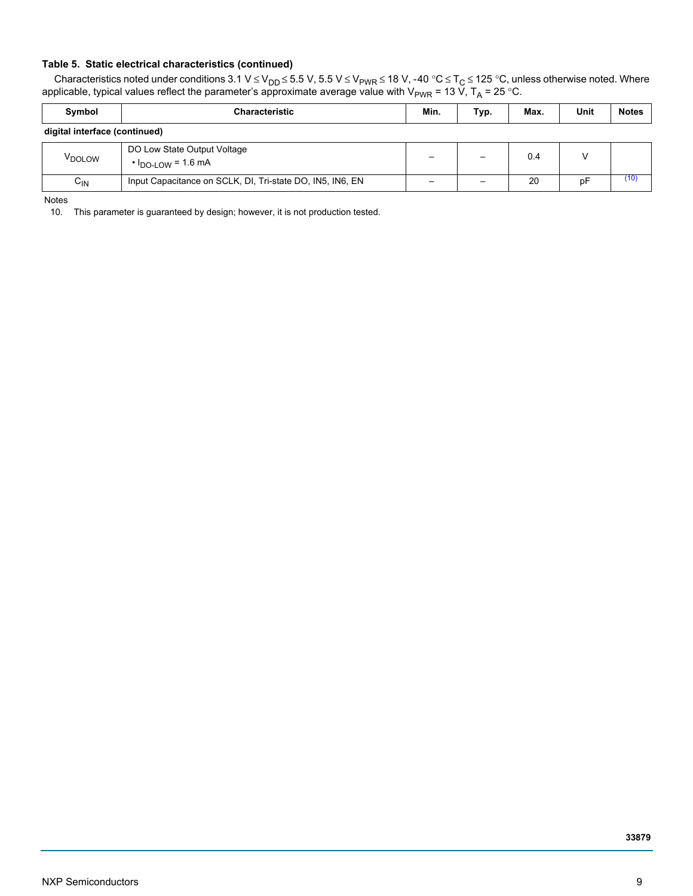### Table 5. Static electrical characteristics (continued)

Characteristics noted under conditions $3.1\ V \leq V_{DD} \leq 5.5\ V$, $5.5\ V \leq V_{PWR} \leq 18\ V$, $-40\ °C \leq T_C \leq 125\ °C$, unless otherwise noted. Where applicable, typical values reflect the parameter's approximate average value with $V_{PWR} = 13\ V$, $T_A = 25\ °C$.

| Symbol | Characteristic | Min. | Typ. | Max. | Unit | Notes |
|---|---|---|---|---|---|---|
| **digital interface (continued)** | | | | | | |
| $V_{DOLOW}$ | DO Low State Output Voltage<br>• $I_{DO\text{-}LOW}$ = 1.6 mA | – | – | 0.4 | V | |
| $C_{IN}$ | Input Capacitance on SCLK, DI, Tri-state DO, IN5, IN6, EN | – | – | 20 | pF | (10) |

Notes

10. This parameter is guaranteed by design; however, it is not production tested.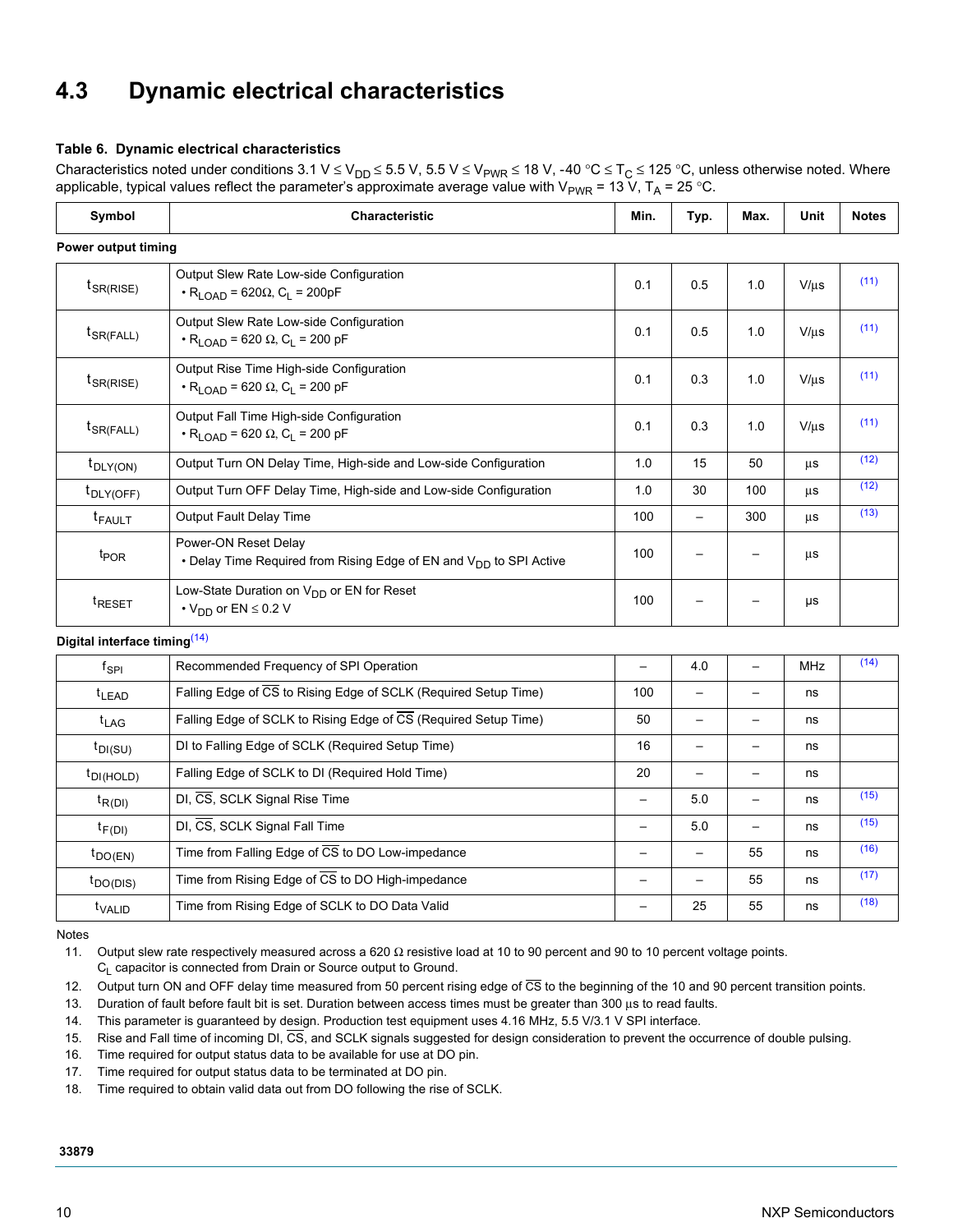## 4.3 Dynamic electrical characteristics

**Table 6. Dynamic electrical characteristics**

Characteristics noted under conditions 3.1 V ≤ $V_{DD}$ ≤ 5.5 V, 5.5 V ≤ $V_{PWR}$ ≤ 18 V, -40 °C ≤ $T_C$ ≤ 125 °C, unless otherwise noted. Where applicable, typical values reflect the parameter's approximate average value with $V_{PWR}$ = 13 V, $T_A$ = 25 °C.

| Symbol | Characteristic | Min. | Typ. | Max. | Unit | Notes |
|---|---|---|---|---|---|---|
| **Power output timing** | | | | | | |
| $t_{SR(RISE)}$ | Output Slew Rate Low-side Configuration • $R_{LOAD}$ = 620Ω, $C_L$ = 200pF | 0.1 | 0.5 | 1.0 | V/μs | (11) |
| $t_{SR(FALL)}$ | Output Slew Rate Low-side Configuration • $R_{LOAD}$ = 620 Ω, $C_L$ = 200 pF | 0.1 | 0.5 | 1.0 | V/μs | (11) |
| $t_{SR(RISE)}$ | Output Rise Time High-side Configuration • $R_{LOAD}$ = 620 Ω, $C_L$ = 200 pF | 0.1 | 0.3 | 1.0 | V/μs | (11) |
| $t_{SR(FALL)}$ | Output Fall Time High-side Configuration • $R_{LOAD}$ = 620 Ω, $C_L$ = 200 pF | 0.1 | 0.3 | 1.0 | V/μs | (11) |
| $t_{DLY(ON)}$ | Output Turn ON Delay Time, High-side and Low-side Configuration | 1.0 | 15 | 50 | μs | (12) |
| $t_{DLY(OFF)}$ | Output Turn OFF Delay Time, High-side and Low-side Configuration | 1.0 | 30 | 100 | μs | (12) |
| $t_{FAULT}$ | Output Fault Delay Time | 100 | – | 300 | μs | (13) |
| $t_{POR}$ | Power-ON Reset Delay • Delay Time Required from Rising Edge of EN and $V_{DD}$ to SPI Active | 100 | – | – | μs | |
| $t_{RESET}$ | Low-State Duration on $V_{DD}$ or EN for Reset • $V_{DD}$ or EN ≤ 0.2 V | 100 | – | – | μs | |
| **Digital interface timing**(14) | | | | | | |
| $f_{SPI}$ | Recommended Frequency of SPI Operation | – | 4.0 | – | MHz | (14) |
| $t_{LEAD}$ | Falling Edge of $\overline{CS}$ to Rising Edge of SCLK (Required Setup Time) | 100 | – | – | ns | |
| $t_{LAG}$ | Falling Edge of SCLK to Rising Edge of $\overline{CS}$ (Required Setup Time) | 50 | – | – | ns | |
| $t_{DI(SU)}$ | DI to Falling Edge of SCLK (Required Setup Time) | 16 | – | – | ns | |
| $t_{DI(HOLD)}$ | Falling Edge of SCLK to DI (Required Hold Time) | 20 | – | – | ns | |
| $t_{R(DI)}$ | DI, $\overline{CS}$, SCLK Signal Rise Time | – | 5.0 | – | ns | (15) |
| $t_{F(DI)}$ | DI, $\overline{CS}$, SCLK Signal Fall Time | – | 5.0 | – | ns | (15) |
| $t_{DO(EN)}$ | Time from Falling Edge of $\overline{CS}$ to DO Low-impedance | – | – | 55 | ns | (16) |
| $t_{DO(DIS)}$ | Time from Rising Edge of $\overline{CS}$ to DO High-impedance | – | – | 55 | ns | (17) |
| $t_{VALID}$ | Time from Rising Edge of SCLK to DO Data Valid | – | 25 | 55 | ns | (18) |

Notes

11. Output slew rate respectively measured across a 620 Ω resistive load at 10 to 90 percent and 90 to 10 percent voltage points. $C_L$ capacitor is connected from Drain or Source output to Ground.
12. Output turn ON and OFF delay time measured from 50 percent rising edge of $\overline{CS}$ to the beginning of the 10 and 90 percent transition points.
13. Duration of fault before fault bit is set. Duration between access times must be greater than 300 μs to read faults.
14. This parameter is guaranteed by design. Production test equipment uses 4.16 MHz, 5.5 V/3.1 V SPI interface.
15. Rise and Fall time of incoming DI, $\overline{CS}$, and SCLK signals suggested for design consideration to prevent the occurrence of double pulsing.
16. Time required for output status data to be available for use at DO pin.
17. Time required for output status data to be terminated at DO pin.
18. Time required to obtain valid data out from DO following the rise of SCLK.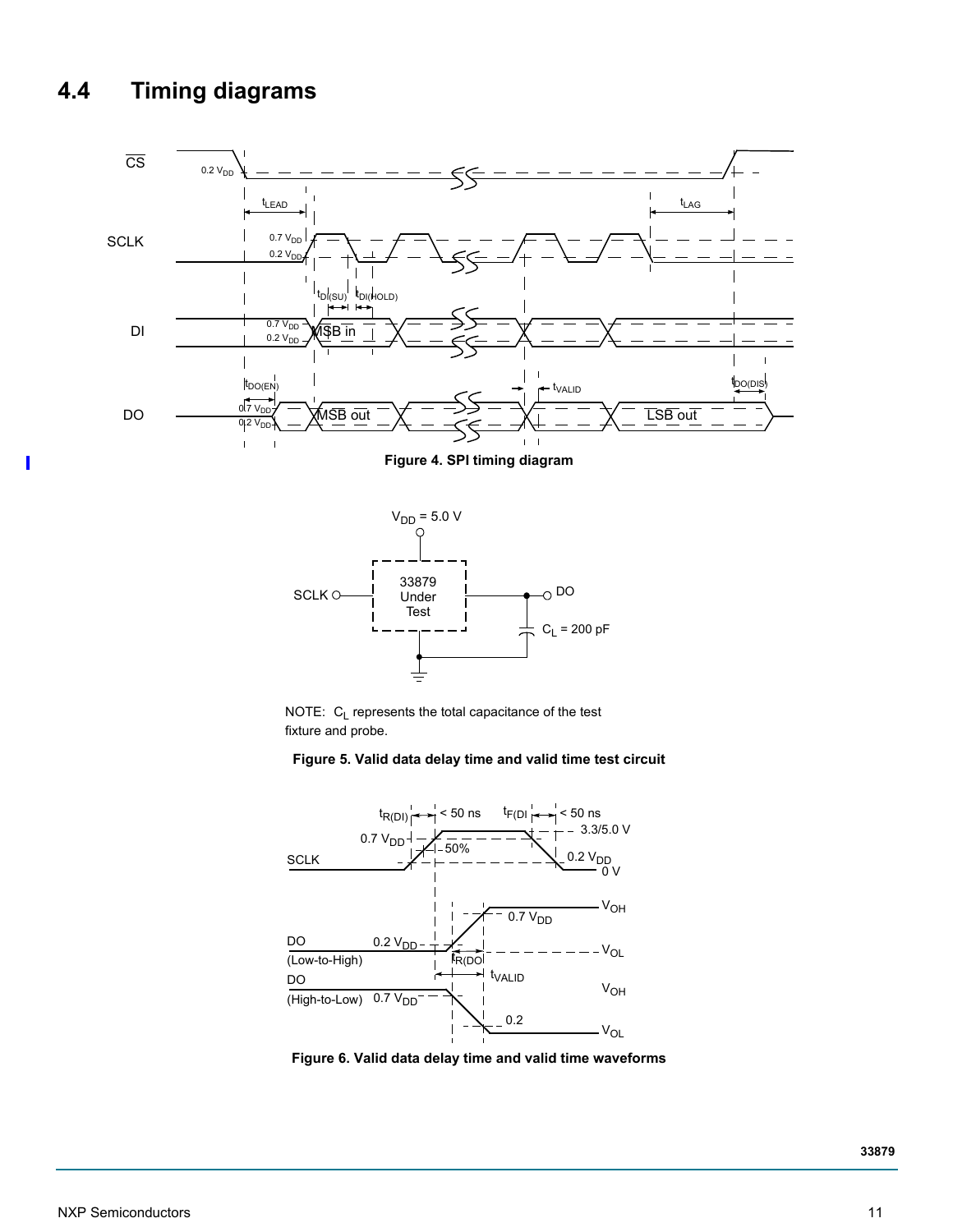## 4.4 Timing diagrams

**Figure 4. SPI timing diagram**

NOTE: $C_L$ represents the total capacitance of the test fixture and probe.

**Figure 5. Valid data delay time and valid time test circuit**

**Figure 6. Valid data delay time and valid time waveforms**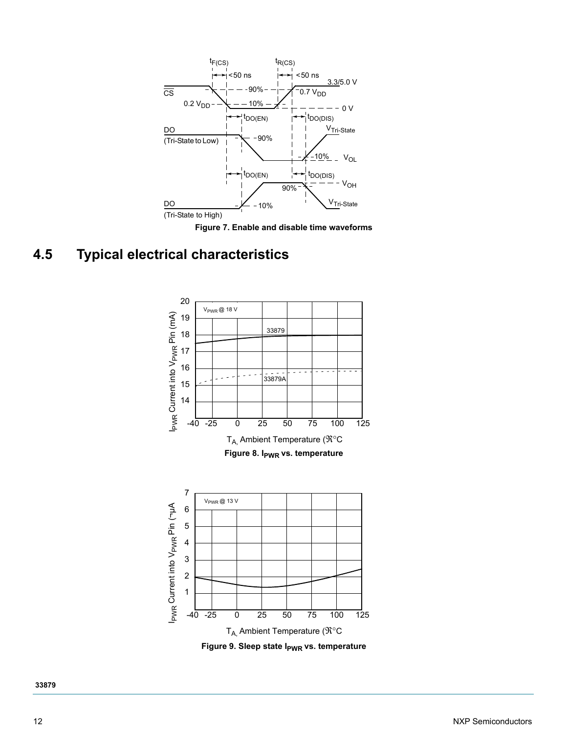Figure 7. Enable and disable time waveforms

## 4.5 Typical electrical characteristics

Figure 8. $I_{PWR}$ vs. temperature

Figure 9. Sleep state $I_{PWR}$ vs. temperature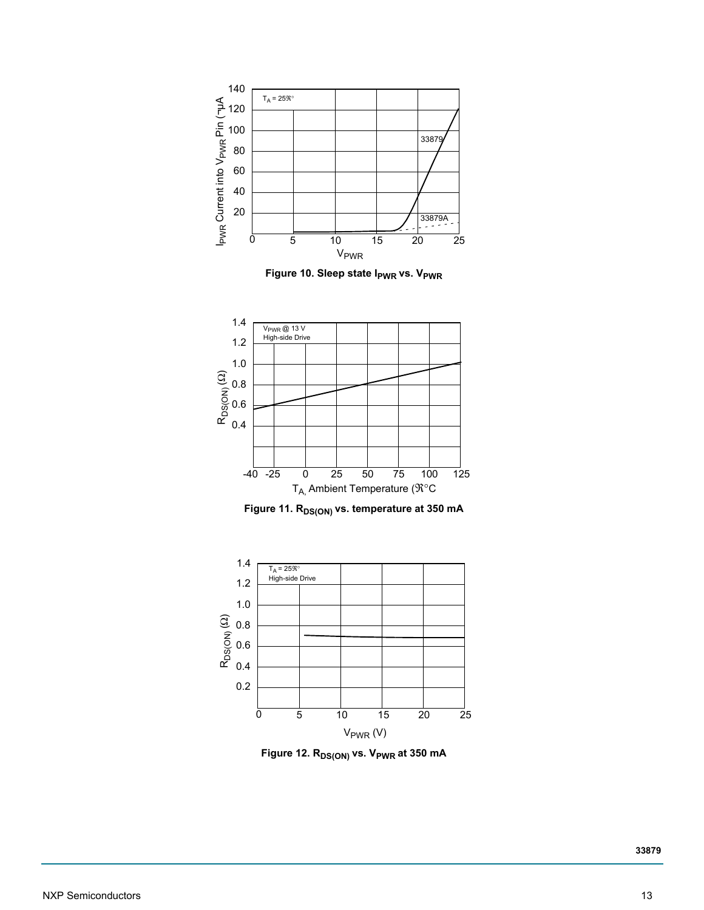Figure 10. Sleep state $I_{PWR}$ vs. $V_{PWR}$

Figure 11. $R_{DS(ON)}$ vs. temperature at 350 mA

Figure 12. $R_{DS(ON)}$ vs. $V_{PWR}$ at 350 mA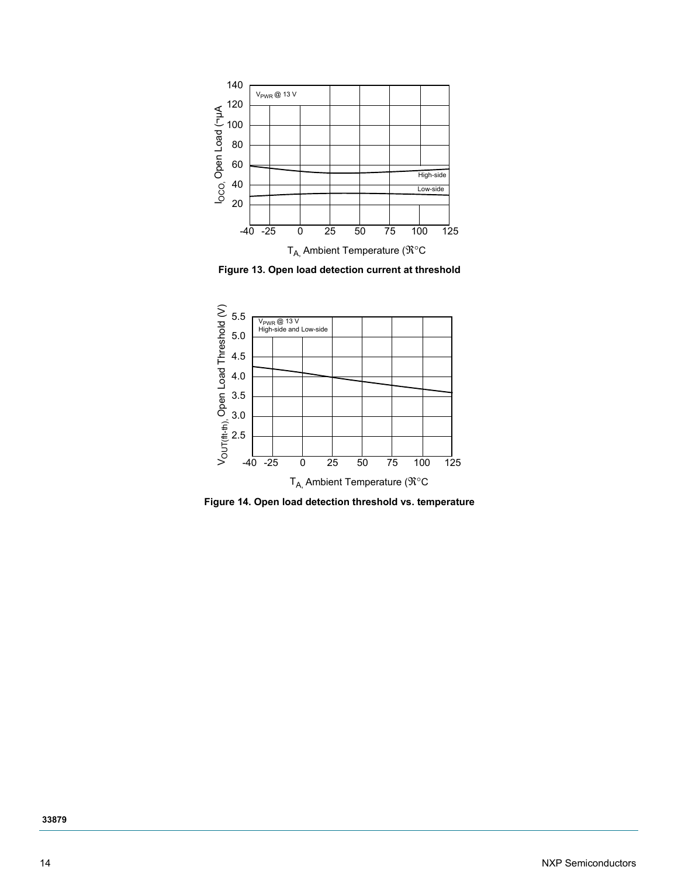Figure 13. Open load detection current at threshold

Figure 14. Open load detection threshold vs. temperature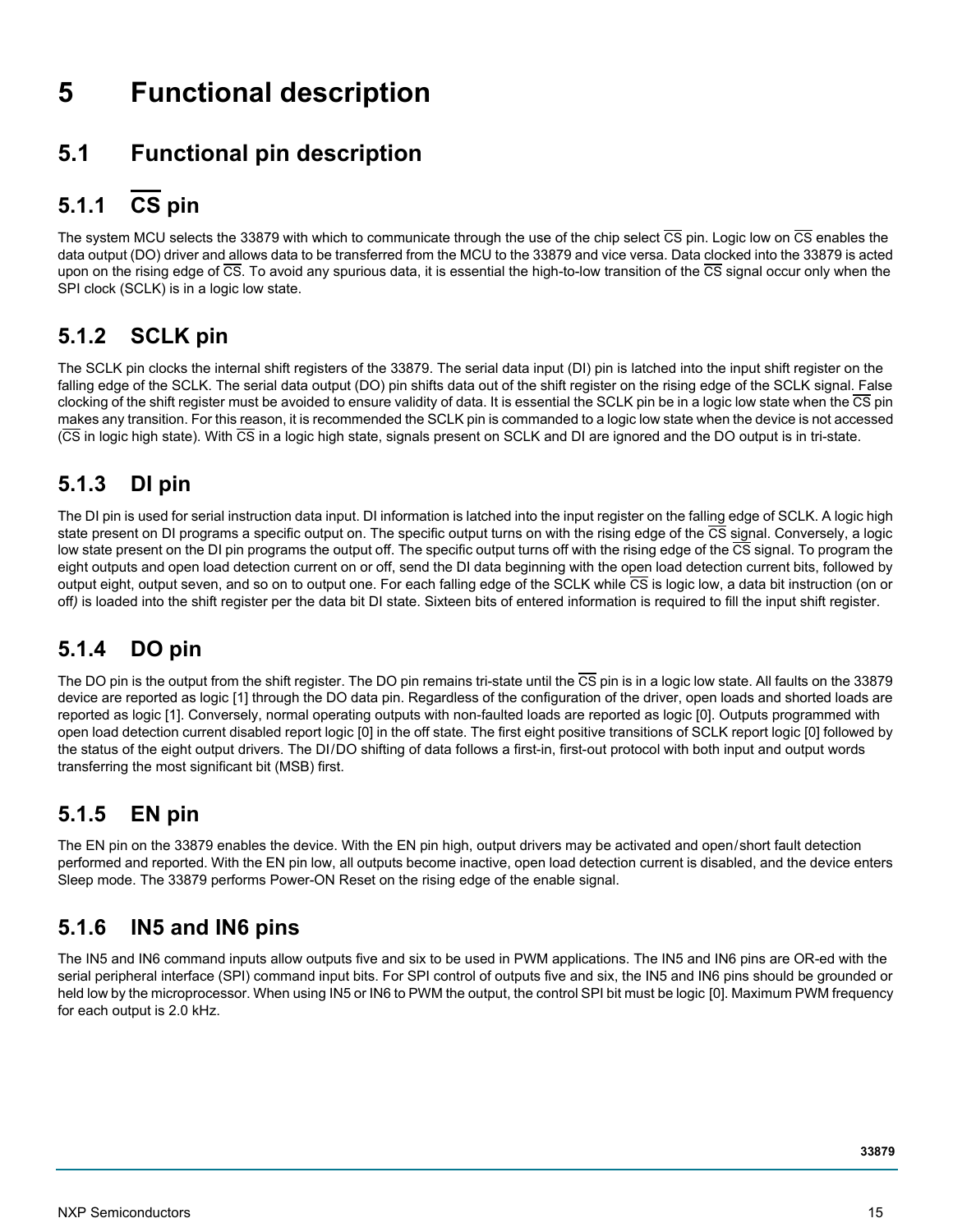# 5 Functional description

## 5.1 Functional pin description

### 5.1.1 $\overline{CS}$ pin

The system MCU selects the 33879 with which to communicate through the use of the chip select $\overline{CS}$ pin. Logic low on $\overline{CS}$ enables the data output (DO) driver and allows data to be transferred from the MCU to the 33879 and vice versa. Data clocked into the 33879 is acted upon on the rising edge of $\overline{CS}$. To avoid any spurious data, it is essential the high-to-low transition of the $\overline{CS}$ signal occur only when the SPI clock (SCLK) is in a logic low state.

### 5.1.2 SCLK pin

The SCLK pin clocks the internal shift registers of the 33879. The serial data input (DI) pin is latched into the input shift register on the falling edge of the SCLK. The serial data output (DO) pin shifts data out of the shift register on the rising edge of the SCLK signal. False clocking of the shift register must be avoided to ensure validity of data. It is essential the SCLK pin be in a logic low state when the $\overline{CS}$ pin makes any transition. For this reason, it is recommended the SCLK pin is commanded to a logic low state when the device is not accessed ($\overline{CS}$ in logic high state). With $\overline{CS}$ in a logic high state, signals present on SCLK and DI are ignored and the DO output is in tri-state.

### 5.1.3 DI pin

The DI pin is used for serial instruction data input. DI information is latched into the input register on the falling edge of SCLK. A logic high state present on DI programs a specific output on. The specific output turns on with the rising edge of the $\overline{CS}$ signal. Conversely, a logic low state present on the DI pin programs the output off. The specific output turns off with the rising edge of the $\overline{CS}$ signal. To program the eight outputs and open load detection current on or off, send the DI data beginning with the open load detection current bits, followed by output eight, output seven, and so on to output one. For each falling edge of the SCLK while $\overline{CS}$ is logic low, a data bit instruction (on or off) is loaded into the shift register per the data bit DI state. Sixteen bits of entered information is required to fill the input shift register.

### 5.1.4 DO pin

The DO pin is the output from the shift register. The DO pin remains tri-state until the $\overline{CS}$ pin is in a logic low state. All faults on the 33879 device are reported as logic [1] through the DO data pin. Regardless of the configuration of the driver, open loads and shorted loads are reported as logic [1]. Conversely, normal operating outputs with non-faulted loads are reported as logic [0]. Outputs programmed with open load detection current disabled report logic [0] in the off state. The first eight positive transitions of SCLK report logic [0] followed by the status of the eight output drivers. The DI/DO shifting of data follows a first-in, first-out protocol with both input and output words transferring the most significant bit (MSB) first.

### 5.1.5 EN pin

The EN pin on the 33879 enables the device. With the EN pin high, output drivers may be activated and open/short fault detection performed and reported. With the EN pin low, all outputs become inactive, open load detection current is disabled, and the device enters Sleep mode. The 33879 performs Power-ON Reset on the rising edge of the enable signal.

### 5.1.6 IN5 and IN6 pins

The IN5 and IN6 command inputs allow outputs five and six to be used in PWM applications. The IN5 and IN6 pins are OR-ed with the serial peripheral interface (SPI) command input bits. For SPI control of outputs five and six, the IN5 and IN6 pins should be grounded or held low by the microprocessor. When using IN5 or IN6 to PWM the output, the control SPI bit must be logic [0]. Maximum PWM frequency for each output is 2.0 kHz.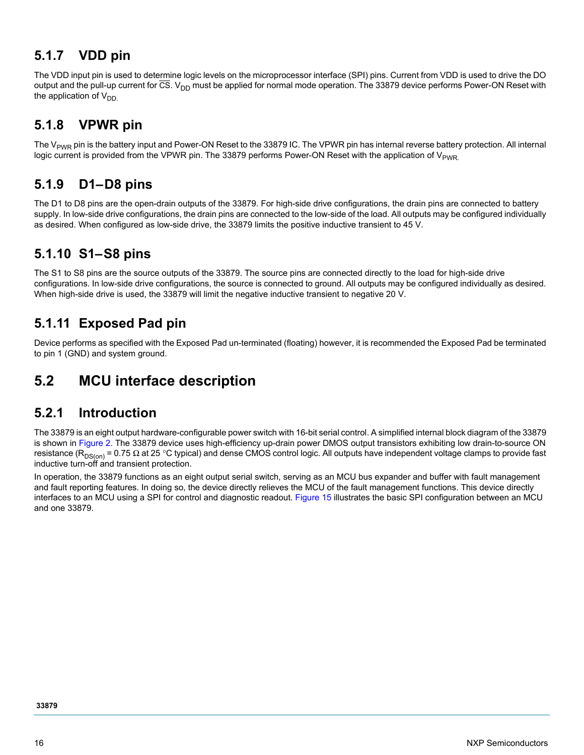### 5.1.7 VDD pin

The VDD input pin is used to determine logic levels on the microprocessor interface (SPI) pins. Current from VDD is used to drive the DO output and the pull-up current for $\overline{CS}$. $V_{DD}$ must be applied for normal mode operation. The 33879 device performs Power-ON Reset with the application of $V_{DD}$.

### 5.1.8 VPWR pin

The $V_{PWR}$ pin is the battery input and Power-ON Reset to the 33879 IC. The VPWR pin has internal reverse battery protection. All internal logic current is provided from the VPWR pin. The 33879 performs Power-ON Reset with the application of $V_{PWR}$.

### 5.1.9 D1–D8 pins

The D1 to D8 pins are the open-drain outputs of the 33879. For high-side drive configurations, the drain pins are connected to battery supply. In low-side drive configurations, the drain pins are connected to the low-side of the load. All outputs may be configured individually as desired. When configured as low-side drive, the 33879 limits the positive inductive transient to 45 V.

### 5.1.10 S1–S8 pins

The S1 to S8 pins are the source outputs of the 33879. The source pins are connected directly to the load for high-side drive configurations. In low-side drive configurations, the source is connected to ground. All outputs may be configured individually as desired. When high-side drive is used, the 33879 will limit the negative inductive transient to negative 20 V.

### 5.1.11 Exposed Pad pin

Device performs as specified with the Exposed Pad un-terminated (floating) however, it is recommended the Exposed Pad be terminated to pin 1 (GND) and system ground.

## 5.2 MCU interface description

### 5.2.1 Introduction

The 33879 is an eight output hardware-configurable power switch with 16-bit serial control. A simplified internal block diagram of the 33879 is shown in Figure 2. The 33879 device uses high-efficiency up-drain power DMOS output transistors exhibiting low drain-to-source ON resistance ($R_{DS(on)}$ = 0.75 Ω at 25 °C typical) and dense CMOS control logic. All outputs have independent voltage clamps to provide fast inductive turn-off and transient protection.

In operation, the 33879 functions as an eight output serial switch, serving as an MCU bus expander and buffer with fault management and fault reporting features. In doing so, the device directly relieves the MCU of the fault management functions. This device directly interfaces to an MCU using a SPI for control and diagnostic readout. Figure 15 illustrates the basic SPI configuration between an MCU and one 33879.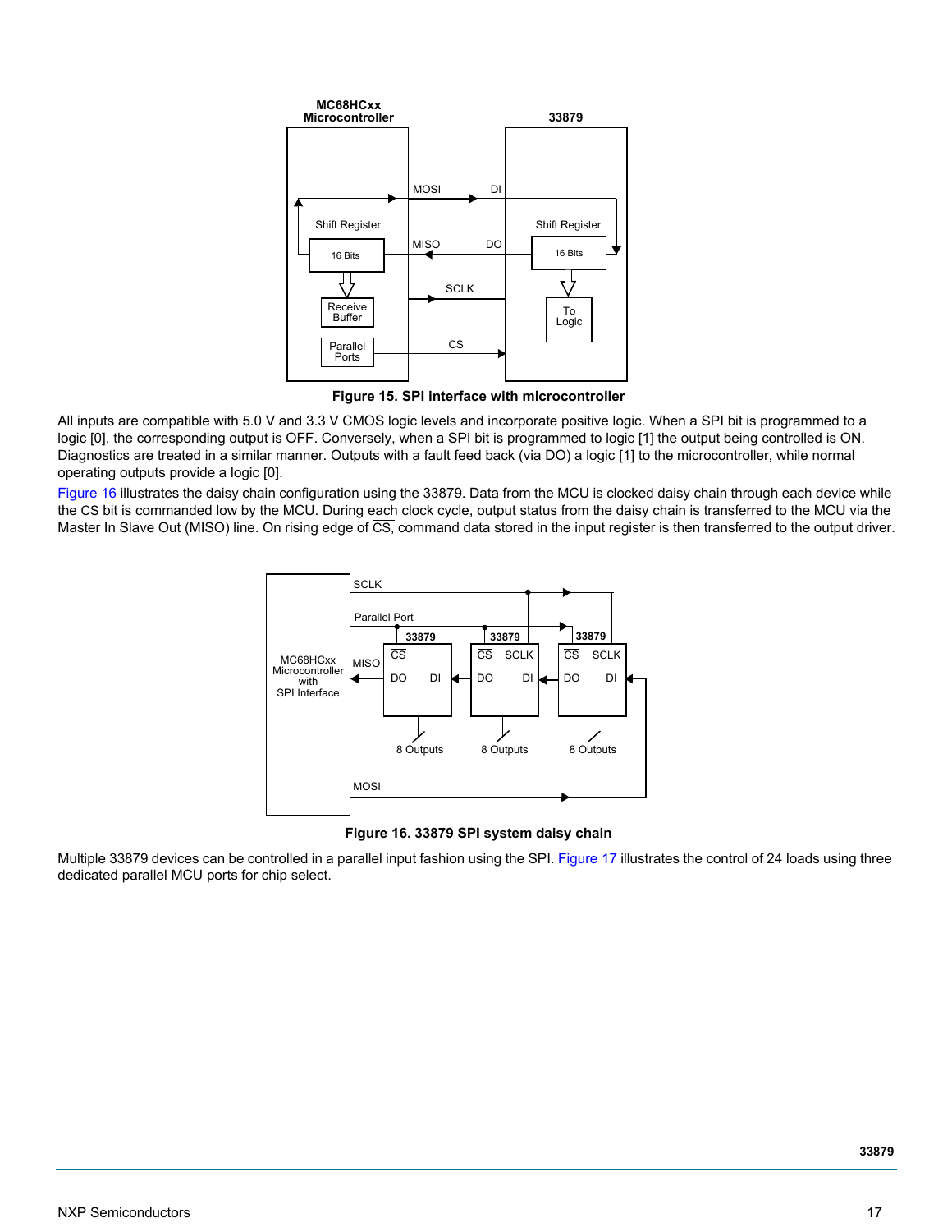Figure 15. SPI interface with microcontroller

All inputs are compatible with 5.0 V and 3.3 V CMOS logic levels and incorporate positive logic. When a SPI bit is programmed to a logic [0], the corresponding output is OFF. Conversely, when a SPI bit is programmed to logic [1] the output being controlled is ON. Diagnostics are treated in a similar manner. Outputs with a fault feed back (via DO) a logic [1] to the microcontroller, while normal operating outputs provide a logic [0].

Figure 16 illustrates the daisy chain configuration using the 33879. Data from the MCU is clocked daisy chain through each device while the CS bit is commanded low by the MCU. During each clock cycle, output status from the daisy chain is transferred to the MCU via the Master In Slave Out (MISO) line. On rising edge of CS, command data stored in the input register is then transferred to the output driver.

Figure 16. 33879 SPI system daisy chain

Multiple 33879 devices can be controlled in a parallel input fashion using the SPI. Figure 17 illustrates the control of 24 loads using three dedicated parallel MCU ports for chip select.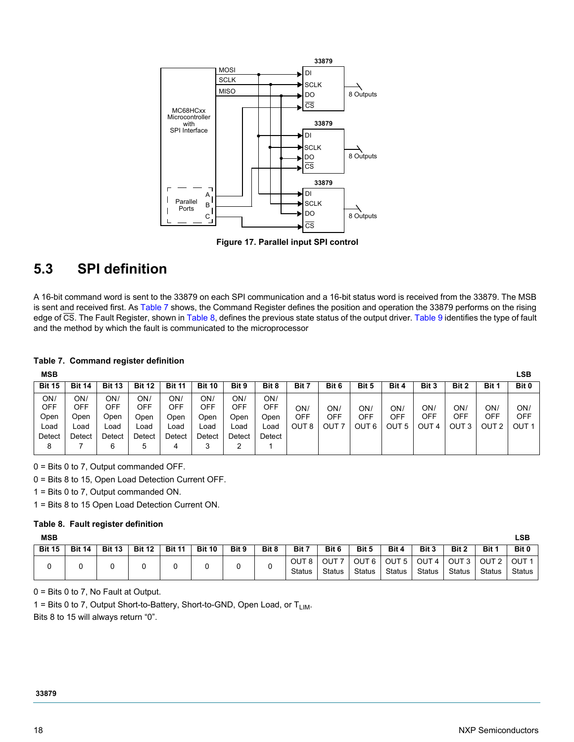Figure 17. Parallel input SPI control

## 5.3 SPI definition

A 16-bit command word is sent to the 33879 on each SPI communication and a 16-bit status word is received from the 33879. The MSB is sent and received first. As Table 7 shows, the Command Register defines the position and operation the 33879 performs on the rising edge of $\overline{CS}$. The Fault Register, shown in Table 8, defines the previous state status of the output driver. Table 9 identifies the type of fault and the method by which the fault is communicated to the microprocessor

**Table 7. Command register definition**

| MSB | | | | | | | | | | | | | | | LSB |
|---|---|---|---|---|---|---|---|---|---|---|---|---|---|---|---|
| **Bit 15** | **Bit 14** | **Bit 13** | **Bit 12** | **Bit 11** | **Bit 10** | **Bit 9** | **Bit 8** | **Bit 7** | **Bit 6** | **Bit 5** | **Bit 4** | **Bit 3** | **Bit 2** | **Bit 1** | **Bit 0** |
| ON/ OFF Open Load Detect 8 | ON/ OFF Open Load Detect 7 | ON/ OFF Open Load Detect 6 | ON/ OFF Open Load Detect 5 | ON/ OFF Open Load Detect 4 | ON/ OFF Open Load Detect 3 | ON/ OFF Open Load Detect 2 | ON/ OFF Open Load Detect 1 | ON/ OFF OUT 8 | ON/ OFF OUT 7 | ON/ OFF OUT 6 | ON/ OFF OUT 5 | ON/ OFF OUT 4 | ON/ OFF OUT 3 | ON/ OFF OUT 2 | ON/ OFF OUT 1 |

0 = Bits 0 to 7, Output commanded OFF.

0 = Bits 8 to 15, Open Load Detection Current OFF.

1 = Bits 0 to 7, Output commanded ON.

1 = Bits 8 to 15 Open Load Detection Current ON.

**Table 8. Fault register definition**

| MSB | | | | | | | | | | | | | | | LSB |
|---|---|---|---|---|---|---|---|---|---|---|---|---|---|---|---|
| **Bit 15** | **Bit 14** | **Bit 13** | **Bit 12** | **Bit 11** | **Bit 10** | **Bit 9** | **Bit 8** | **Bit 7** | **Bit 6** | **Bit 5** | **Bit 4** | **Bit 3** | **Bit 2** | **Bit 1** | **Bit 0** |
| 0 | 0 | 0 | 0 | 0 | 0 | 0 | 0 | OUT 8 Status | OUT 7 Status | OUT 6 Status | OUT 5 Status | OUT 4 Status | OUT 3 Status | OUT 2 Status | OUT 1 Status |

0 = Bits 0 to 7, No Fault at Output.

1 = Bits 0 to 7, Output Short-to-Battery, Short-to-GND, Open Load, or $T_{LIM}$.

Bits 8 to 15 will always return “0”.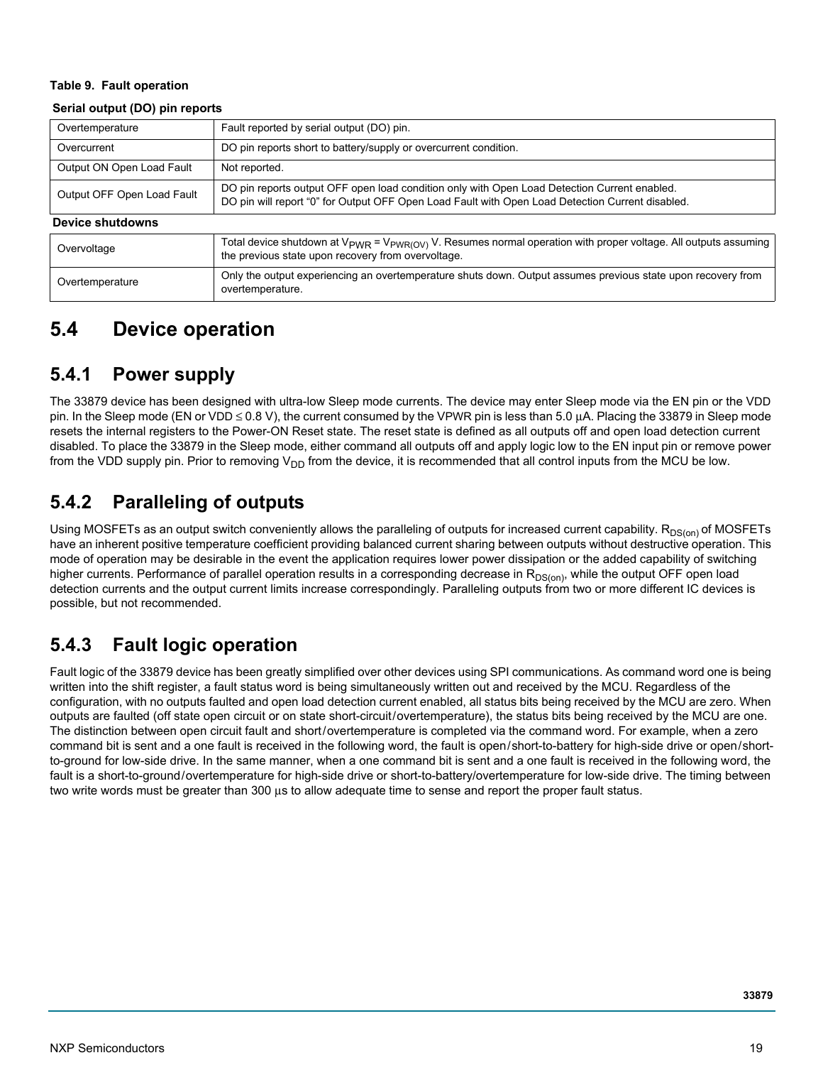**Table 9. Fault operation**

| **Serial output (DO) pin reports** | |
|---|---|
| Overtemperature | Fault reported by serial output (DO) pin. |
| Overcurrent | DO pin reports short to battery/supply or overcurrent condition. |
| Output ON Open Load Fault | Not reported. |
| Output OFF Open Load Fault | DO pin reports output OFF open load condition only with Open Load Detection Current enabled. DO pin will report “0” for Output OFF Open Load Fault with Open Load Detection Current disabled. |
| **Device shutdowns** | |
| Overvoltage | Total device shutdown at $V_{PWR} = V_{PWR(OV)}$ V. Resumes normal operation with proper voltage. All outputs assuming the previous state upon recovery from overvoltage. |
| Overtemperature | Only the output experiencing an overtemperature shuts down. Output assumes previous state upon recovery from overtemperature. |

## 5.4 Device operation

### 5.4.1 Power supply

The 33879 device has been designed with ultra-low Sleep mode currents. The device may enter Sleep mode via the EN pin or the VDD pin. In the Sleep mode (EN or VDD ≤ 0.8 V), the current consumed by the VPWR pin is less than 5.0 µA. Placing the 33879 in Sleep mode resets the internal registers to the Power-ON Reset state. The reset state is defined as all outputs off and open load detection current disabled. To place the 33879 in the Sleep mode, either command all outputs off and apply logic low to the EN input pin or remove power from the VDD supply pin. Prior to removing $V_{DD}$ from the device, it is recommended that all control inputs from the MCU be low.

### 5.4.2 Paralleling of outputs

Using MOSFETs as an output switch conveniently allows the paralleling of outputs for increased current capability. $R_{DS(on)}$ of MOSFETs have an inherent positive temperature coefficient providing balanced current sharing between outputs without destructive operation. This mode of operation may be desirable in the event the application requires lower power dissipation or the added capability of switching higher currents. Performance of parallel operation results in a corresponding decrease in $R_{DS(on)}$, while the output OFF open load detection currents and the output current limits increase correspondingly. Paralleling outputs from two or more different IC devices is possible, but not recommended.

### 5.4.3 Fault logic operation

Fault logic of the 33879 device has been greatly simplified over other devices using SPI communications. As command word one is being written into the shift register, a fault status word is being simultaneously written out and received by the MCU. Regardless of the configuration, with no outputs faulted and open load detection current enabled, all status bits being received by the MCU are zero. When outputs are faulted (off state open circuit or on state short-circuit/overtemperature), the status bits being received by the MCU are one. The distinction between open circuit fault and short/overtemperature is completed via the command word. For example, when a zero command bit is sent and a one fault is received in the following word, the fault is open/short-to-battery for high-side drive or open/short-to-ground for low-side drive. In the same manner, when a one command bit is sent and a one fault is received in the following word, the fault is a short-to-ground/overtemperature for high-side drive or short-to-battery/overtemperature for low-side drive. The timing between two write words must be greater than 300 µs to allow adequate time to sense and report the proper fault status.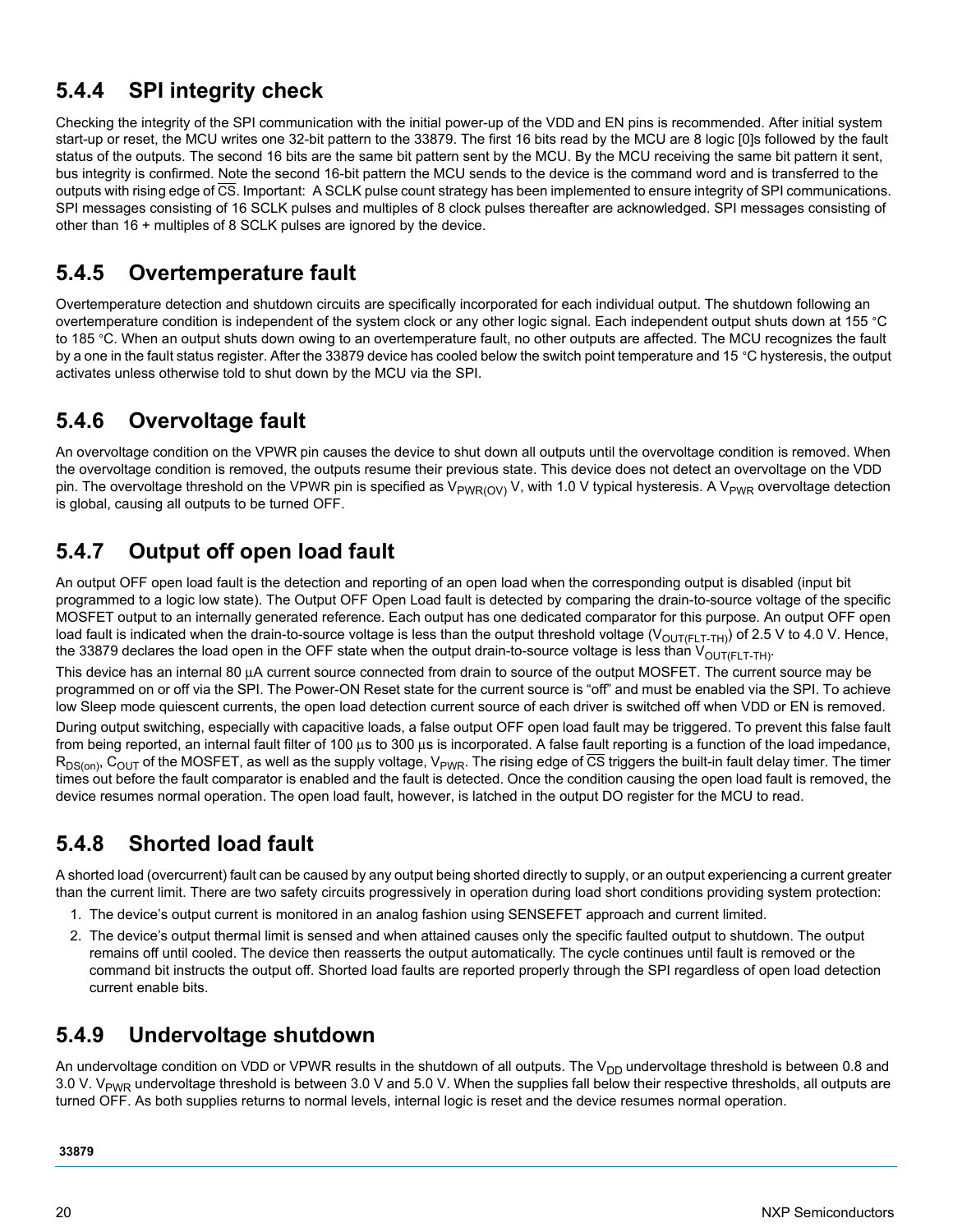### 5.4.4 SPI integrity check

Checking the integrity of the SPI communication with the initial power-up of the VDD and EN pins is recommended. After initial system start-up or reset, the MCU writes one 32-bit pattern to the 33879. The first 16 bits read by the MCU are 8 logic [0]s followed by the fault status of the outputs. The second 16 bits are the same bit pattern sent by the MCU. By the MCU receiving the same bit pattern it sent, bus integrity is confirmed. Note the second 16-bit pattern the MCU sends to the device is the command word and is transferred to the outputs with rising edge of $\overline{CS}$. Important: A SCLK pulse count strategy has been implemented to ensure integrity of SPI communications. SPI messages consisting of 16 SCLK pulses and multiples of 8 clock pulses thereafter are acknowledged. SPI messages consisting of other than 16 + multiples of 8 SCLK pulses are ignored by the device.

### 5.4.5 Overtemperature fault

Overtemperature detection and shutdown circuits are specifically incorporated for each individual output. The shutdown following an overtemperature condition is independent of the system clock or any other logic signal. Each independent output shuts down at 155 °C to 185 °C. When an output shuts down owing to an overtemperature fault, no other outputs are affected. The MCU recognizes the fault by a one in the fault status register. After the 33879 device has cooled below the switch point temperature and 15 °C hysteresis, the output activates unless otherwise told to shut down by the MCU via the SPI.

### 5.4.6 Overvoltage fault

An overvoltage condition on the VPWR pin causes the device to shut down all outputs until the overvoltage condition is removed. When the overvoltage condition is removed, the outputs resume their previous state. This device does not detect an overvoltage on the VDD pin. The overvoltage threshold on the VPWR pin is specified as $V_{PWR(OV)}$ V, with 1.0 V typical hysteresis. A $V_{PWR}$ overvoltage detection is global, causing all outputs to be turned OFF.

### 5.4.7 Output off open load fault

An output OFF open load fault is the detection and reporting of an open load when the corresponding output is disabled (input bit programmed to a logic low state). The Output OFF Open Load fault is detected by comparing the drain-to-source voltage of the specific MOSFET output to an internally generated reference. Each output has one dedicated comparator for this purpose. An output OFF open load fault is indicated when the drain-to-source voltage is less than the output threshold voltage ($V_{OUT(FLT-TH)}$) of 2.5 V to 4.0 V. Hence, the 33879 declares the load open in the OFF state when the output drain-to-source voltage is less than $V_{OUT(FLT-TH)}$.

This device has an internal 80 µA current source connected from drain to source of the output MOSFET. The current source may be programmed on or off via the SPI. The Power-ON Reset state for the current source is “off” and must be enabled via the SPI. To achieve low Sleep mode quiescent currents, the open load detection current source of each driver is switched off when VDD or EN is removed.

During output switching, especially with capacitive loads, a false output OFF open load fault may be triggered. To prevent this false fault from being reported, an internal fault filter of 100 µs to 300 µs is incorporated. A false fault reporting is a function of the load impedance, $R_{DS(on)}$, $C_{OUT}$ of the MOSFET, as well as the supply voltage, $V_{PWR}$. The rising edge of $\overline{CS}$ triggers the built-in fault delay timer. The timer times out before the fault comparator is enabled and the fault is detected. Once the condition causing the open load fault is removed, the device resumes normal operation. The open load fault, however, is latched in the output DO register for the MCU to read.

### 5.4.8 Shorted load fault

A shorted load (overcurrent) fault can be caused by any output being shorted directly to supply, or an output experiencing a current greater than the current limit. There are two safety circuits progressively in operation during load short conditions providing system protection:

1. The device’s output current is monitored in an analog fashion using SENSEFET approach and current limited.
2. The device’s output thermal limit is sensed and when attained causes only the specific faulted output to shutdown. The output remains off until cooled. The device then reasserts the output automatically. The cycle continues until fault is removed or the command bit instructs the output off. Shorted load faults are reported properly through the SPI regardless of open load detection current enable bits.

### 5.4.9 Undervoltage shutdown

An undervoltage condition on VDD or VPWR results in the shutdown of all outputs. The $V_{DD}$ undervoltage threshold is between 0.8 and 3.0 V. $V_{PWR}$ undervoltage threshold is between 3.0 V and 5.0 V. When the supplies fall below their respective thresholds, all outputs are turned OFF. As both supplies returns to normal levels, internal logic is reset and the device resumes normal operation.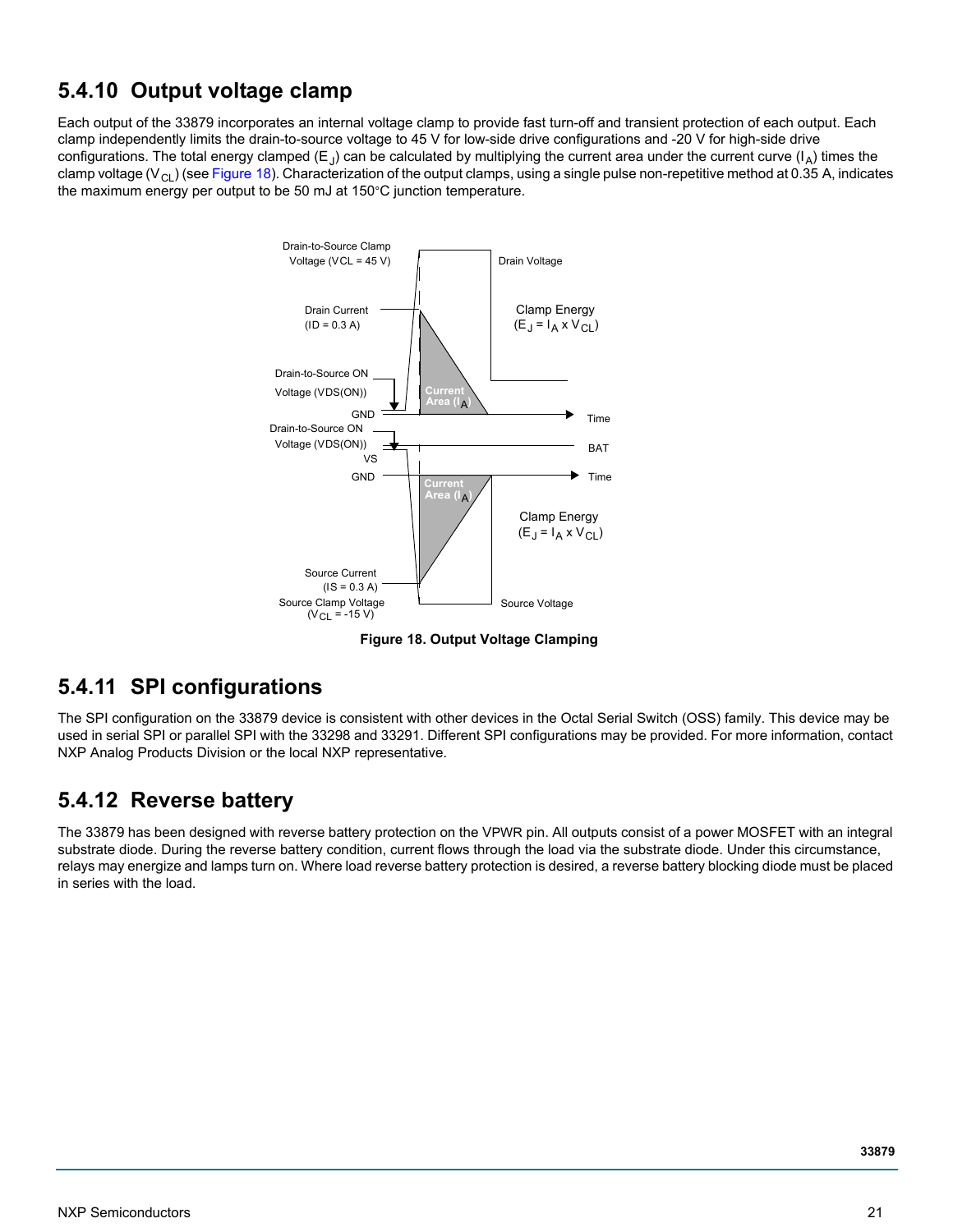## 5.4.10 Output voltage clamp

Each output of the 33879 incorporates an internal voltage clamp to provide fast turn-off and transient protection of each output. Each clamp independently limits the drain-to-source voltage to 45 V for low-side drive configurations and -20 V for high-side drive configurations. The total energy clamped ($E_J$) can be calculated by multiplying the current area under the current curve ($I_A$) times the clamp voltage ($V_{CL}$) (see Figure 18). Characterization of the output clamps, using a single pulse non-repetitive method at 0.35 A, indicates the maximum energy per output to be 50 mJ at 150°C junction temperature.

**Figure 18. Output Voltage Clamping**

## 5.4.11 SPI configurations

The SPI configuration on the 33879 device is consistent with other devices in the Octal Serial Switch (OSS) family. This device may be used in serial SPI or parallel SPI with the 33298 and 33291. Different SPI configurations may be provided. For more information, contact NXP Analog Products Division or the local NXP representative.

## 5.4.12 Reverse battery

The 33879 has been designed with reverse battery protection on the VPWR pin. All outputs consist of a power MOSFET with an integral substrate diode. During the reverse battery condition, current flows through the load via the substrate diode. Under this circumstance, relays may energize and lamps turn on. Where load reverse battery protection is desired, a reverse battery blocking diode must be placed in series with the load.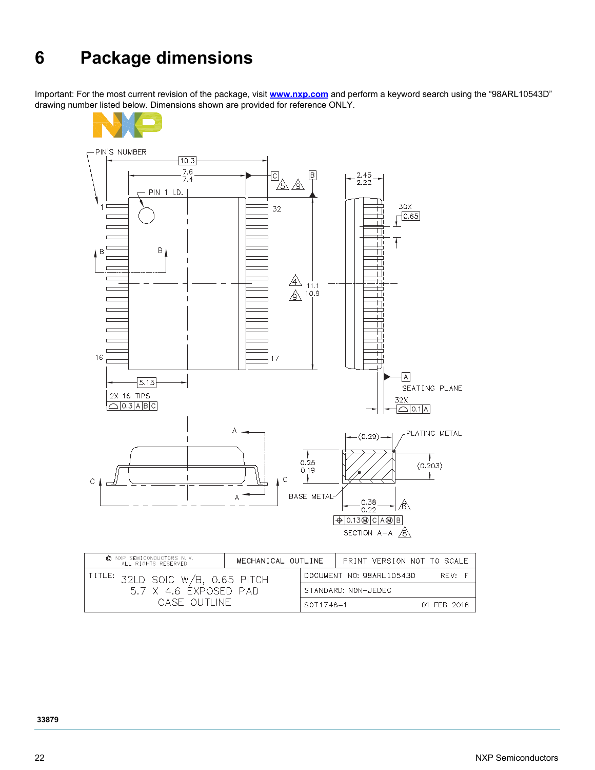# 6 Package dimensions

Important: For the most current revision of the package, visit **www.nxp.com** and perform a keyword search using the “98ARL10543D” drawing number listed below. Dimensions shown are provided for reference ONLY.

| © NXP SEMICONDUCTORS N. V. ALL RIGHTS RESERVED | MECHANICAL OUTLINE | PRINT VERSION NOT TO SCALE |
|---|---|---|
| TITLE: 32LD SOIC W/B, 0.65 PITCH 5.7 X 4.6 EXPOSED PAD CASE OUTLINE | DOCUMENT NO: 98ARL10543D | REV: F |
| | STANDARD: NON-JEDEC | |
| | SOT1746-1 | 01 FEB 2016 |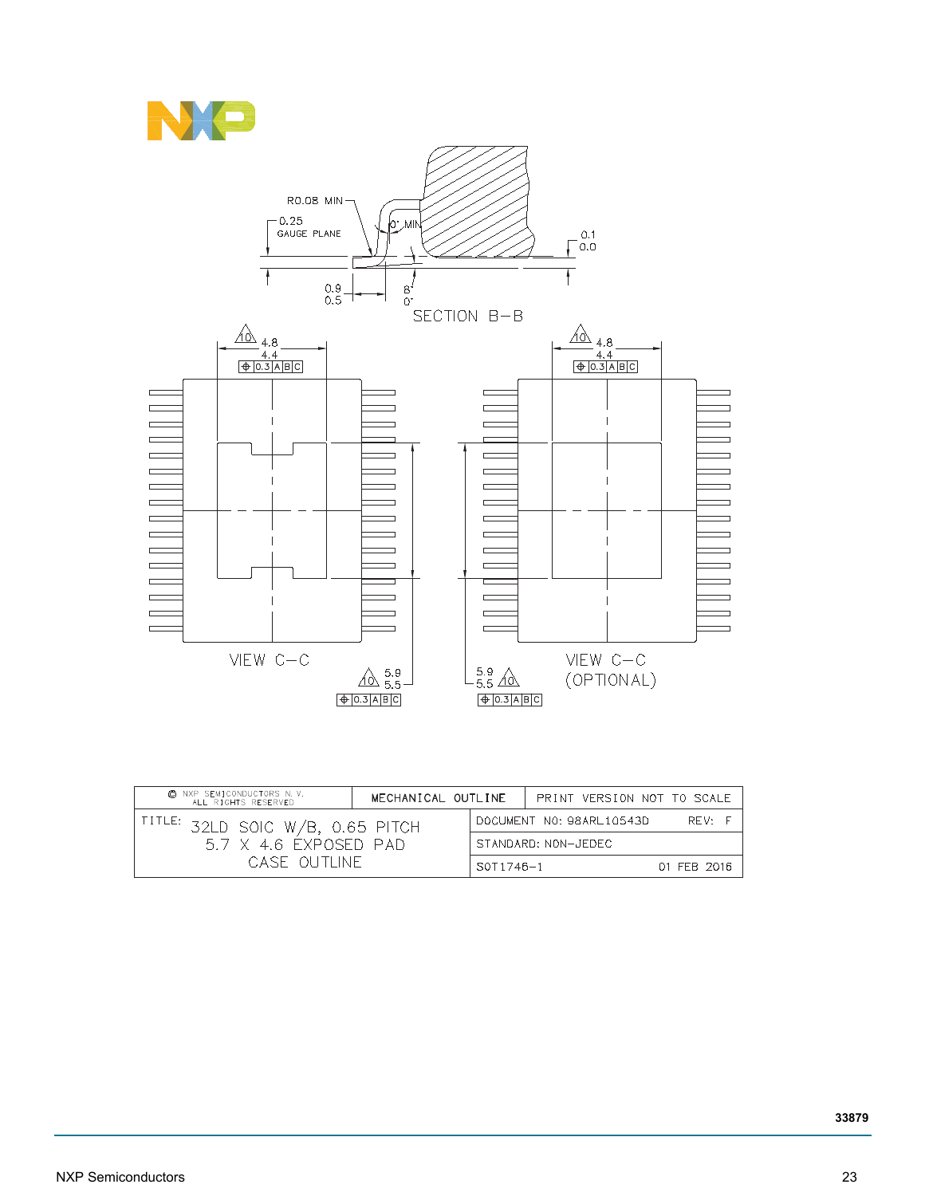SECTION B–B

R0.08 MIN

0.25 GAUGE PLANE

0° MIN

0.1
0.0

0.9
0.5

8°
0°

4.8
4.4

0.3 | A | B | C

VIEW C–C

5.9
5.5

0.3 | A | B | C

VIEW C–C (OPTIONAL)

| © NXP SEMICONDUCTORS N. V. ALL RIGHTS RESERVED | MECHANICAL OUTLINE | PRINT VERSION NOT TO SCALE |
|---|---|---|
| TITLE: 32LD SOIC W/B, 0.65 PITCH 5.7 X 4.6 EXPOSED PAD CASE OUTLINE | DOCUMENT NO: 98ARL10543D | REV: F |
| | STANDARD: NON-JEDEC | |
| | SOT1746-1 | 01 FEB 2016 |

33879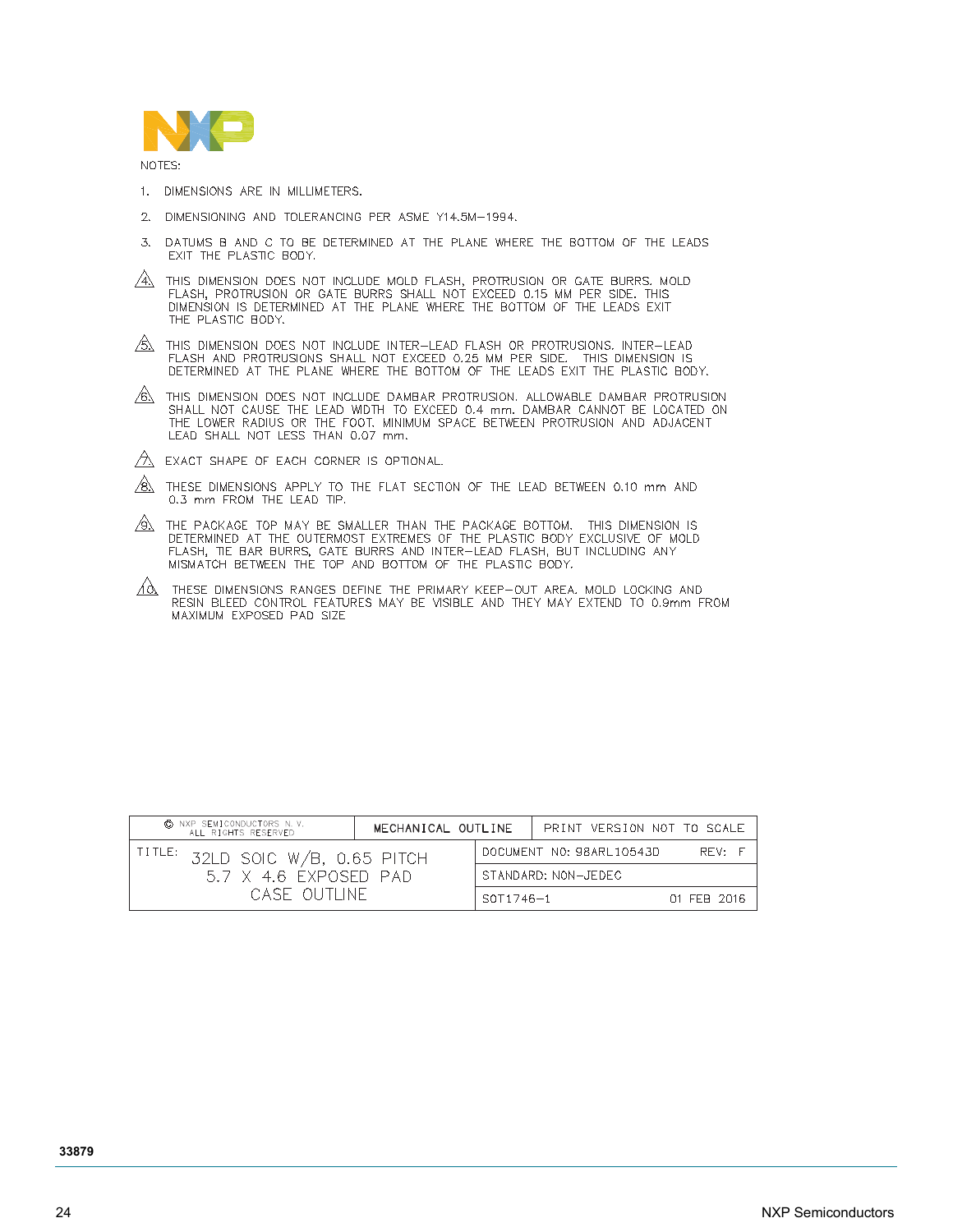NOTES:

1. DIMENSIONS ARE IN MILLIMETERS.
2. DIMENSIONING AND TOLERANCING PER ASME Y14.5M–1994.
3. DATUMS B AND C TO BE DETERMINED AT THE PLANE WHERE THE BOTTOM OF THE LEADS EXIT THE PLASTIC BODY.
4. THIS DIMENSION DOES NOT INCLUDE MOLD FLASH, PROTRUSION OR GATE BURRS. MOLD FLASH, PROTRUSION OR GATE BURRS SHALL NOT EXCEED 0.15 MM PER SIDE. THIS DIMENSION IS DETERMINED AT THE PLANE WHERE THE BOTTOM OF THE LEADS EXIT THE PLASTIC BODY.
5. THIS DIMENSION DOES NOT INCLUDE INTER–LEAD FLASH OR PROTRUSIONS. INTER–LEAD FLASH AND PROTRUSIONS SHALL NOT EXCEED 0.25 MM PER SIDE. THIS DIMENSION IS DETERMINED AT THE PLANE WHERE THE BOTTOM OF THE LEADS EXIT THE PLASTIC BODY.
6. THIS DIMENSION DOES NOT INCLUDE DAMBAR PROTRUSION. ALLOWABLE DAMBAR PROTRUSION SHALL NOT CAUSE THE LEAD WIDTH TO EXCEED 0.4 mm. DAMBAR CANNOT BE LOCATED ON THE LOWER RADIUS OR THE FOOT. MINIMUM SPACE BETWEEN PROTRUSION AND ADJACENT LEAD SHALL NOT LESS THAN 0.07 mm.
7. EXACT SHAPE OF EACH CORNER IS OPTIONAL.
8. THESE DIMENSIONS APPLY TO THE FLAT SECTION OF THE LEAD BETWEEN 0.10 mm AND 0.3 mm FROM THE LEAD TIP.
9. THE PACKAGE TOP MAY BE SMALLER THAN THE PACKAGE BOTTOM. THIS DIMENSION IS DETERMINED AT THE OUTERMOST EXTREMES OF THE PLASTIC BODY EXCLUSIVE OF MOLD FLASH, TIE BAR BURRS, GATE BURRS AND INTER–LEAD FLASH, BUT INCLUDING ANY MISMATCH BETWEEN THE TOP AND BOTTOM OF THE PLASTIC BODY.
10. THESE DIMENSIONS RANGES DEFINE THE PRIMARY KEEP–OUT AREA. MOLD LOCKING AND RESIN BLEED CONTROL FEATURES MAY BE VISIBLE AND THEY MAY EXTEND TO 0.9mm FROM MAXIMUM EXPOSED PAD SIZE

| © NXP SEMICONDUCTORS N. V. ALL RIGHTS RESERVED | MECHANICAL OUTLINE | PRINT VERSION NOT TO SCALE |
|---|---|---|
| TITLE: 32LD SOIC W/B, 0.65 PITCH 5.7 X 4.6 EXPOSED PAD CASE OUTLINE | DOCUMENT NO: 98ARL10543D | REV: F |
| | STANDARD: NON–JEDEC | |
| | SOT1746–1 | 01 FEB 2016 |

33879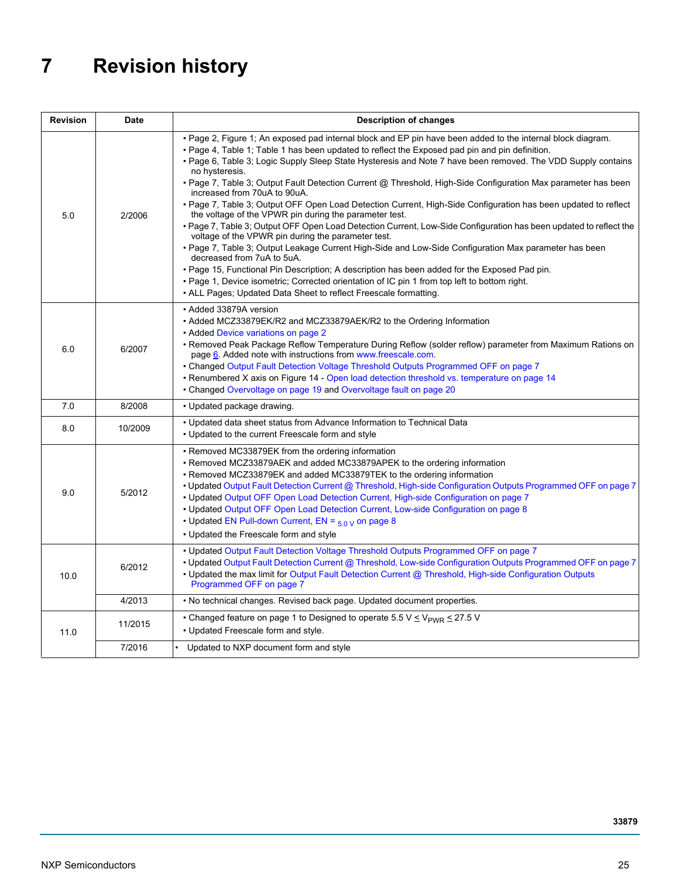# 7 Revision history

| Revision | Date | Description of changes |
|---|---|---|
| 5.0 | 2/2006 | • Page 2, Figure 1; An exposed pad internal block and EP pin have been added to the internal block diagram.<br>• Page 4, Table 1; Table 1 has been updated to reflect the Exposed pad pin and pin definition.<br>• Page 6, Table 3; Logic Supply Sleep State Hysteresis and Note 7 have been removed. The VDD Supply contains no hysteresis.<br>• Page 7, Table 3; Output Fault Detection Current @ Threshold, High-Side Configuration Max parameter has been increased from 70uA to 90uA.<br>• Page 7, Table 3; Output OFF Open Load Detection Current, High-Side Configuration has been updated to reflect the voltage of the VPWR pin during the parameter test.<br>• Page 7, Table 3; Output OFF Open Load Detection Current, Low-Side Configuration has been updated to reflect the voltage of the VPWR pin during the parameter test.<br>• Page 7, Table 3; Output Leakage Current High-Side and Low-Side Configuration Max parameter has been decreased from 7uA to 5uA.<br>• Page 15, Functional Pin Description; A description has been added for the Exposed Pad pin.<br>• Page 1, Device isometric; Corrected orientation of IC pin 1 from top left to bottom right.<br>• ALL Pages; Updated Data Sheet to reflect Freescale formatting. |
| 6.0 | 6/2007 | • Added 33879A version<br>• Added MCZ33879EK/R2 and MCZ33879AEK/R2 to the Ordering Information<br>• Added Device variations on page 2<br>• Removed Peak Package Reflow Temperature During Reflow (solder reflow) parameter from Maximum Rations on page 6. Added note with instructions from www.freescale.com.<br>• Changed Output Fault Detection Voltage Threshold Outputs Programmed OFF on page 7<br>• Renumbered X axis on Figure 14 - Open load detection threshold vs. temperature on page 14<br>• Changed Overvoltage on page 19 and Overvoltage fault on page 20 |
| 7.0 | 8/2008 | • Updated package drawing. |
| 8.0 | 10/2009 | • Updated data sheet status from Advance Information to Technical Data<br>• Updated to the current Freescale form and style |
| 9.0 | 5/2012 | • Removed MC33879EK from the ordering information<br>• Removed MCZ33879AEK and added MC33879APEK to the ordering information<br>• Removed MCZ33879EK and added MC33879TEK to the ordering information<br>• Updated Output Fault Detection Current @ Threshold, High-side Configuration Outputs Programmed OFF on page 7<br>• Updated Output OFF Open Load Detection Current, High-side Configuration on page 7<br>• Updated Output OFF Open Load Detection Current, Low-side Configuration on page 8<br>• Updated EN Pull-down Current, EN = $_{5.0\ V}$ on page 8<br>• Updated the Freescale form and style |
| 10.0 | 6/2012 | • Updated Output Fault Detection Voltage Threshold Outputs Programmed OFF on page 7<br>• Updated Output Fault Detection Current @ Threshold, Low-side Configuration Outputs Programmed OFF on page 7<br>• Updated the max limit for Output Fault Detection Current @ Threshold, High-side Configuration Outputs Programmed OFF on page 7 |
| | 4/2013 | • No technical changes. Revised back page. Updated document properties. |
| 11.0 | 11/2015 | • Changed feature on page 1 to Designed to operate 5.5 V ≤ $V_{PWR}$ ≤ 27.5 V<br>• Updated Freescale form and style. |
| | 7/2016 | • Updated to NXP document form and style |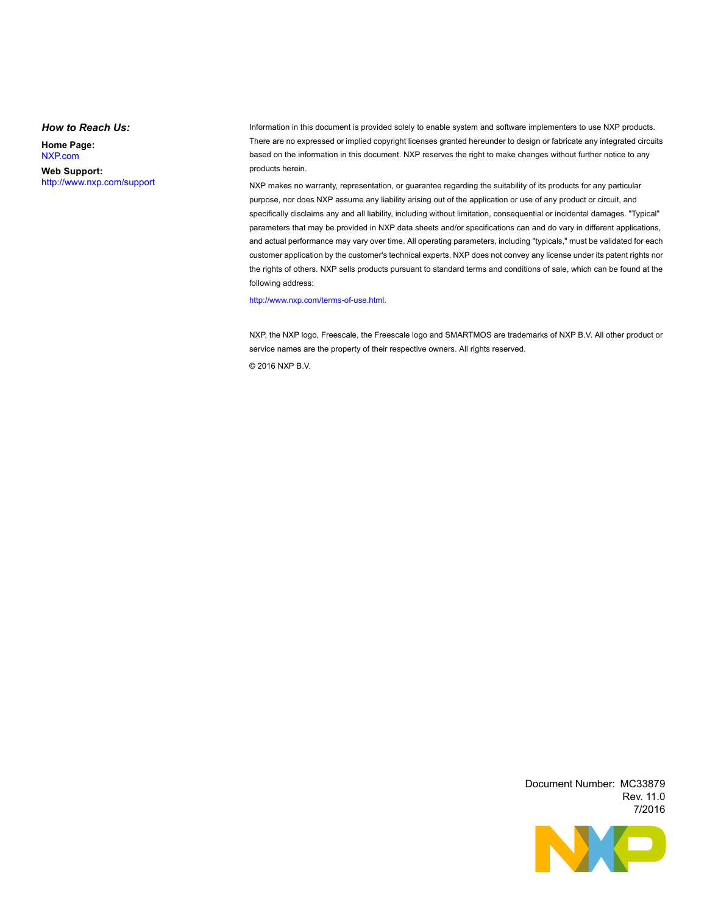***How to Reach Us:***

**Home Page:**
NXP.com

**Web Support:**
http://www.nxp.com/support

Information in this document is provided solely to enable system and software implementers to use NXP products. There are no expressed or implied copyright licenses granted hereunder to design or fabricate any integrated circuits based on the information in this document. NXP reserves the right to make changes without further notice to any products herein.

NXP makes no warranty, representation, or guarantee regarding the suitability of its products for any particular purpose, nor does NXP assume any liability arising out of the application or use of any product or circuit, and specifically disclaims any and all liability, including without limitation, consequential or incidental damages. "Typical" parameters that may be provided in NXP data sheets and/or specifications can and do vary in different applications, and actual performance may vary over time. All operating parameters, including "typicals," must be validated for each customer application by the customer's technical experts. NXP does not convey any license under its patent rights nor the rights of others. NXP sells products pursuant to standard terms and conditions of sale, which can be found at the following address:

http://www.nxp.com/terms-of-use.html.

NXP, the NXP logo, Freescale, the Freescale logo and SMARTMOS are trademarks of NXP B.V. All other product or service names are the property of their respective owners. All rights reserved.

© 2016 NXP B.V.

Document Number: MC33879
Rev. 11.0
7/2016